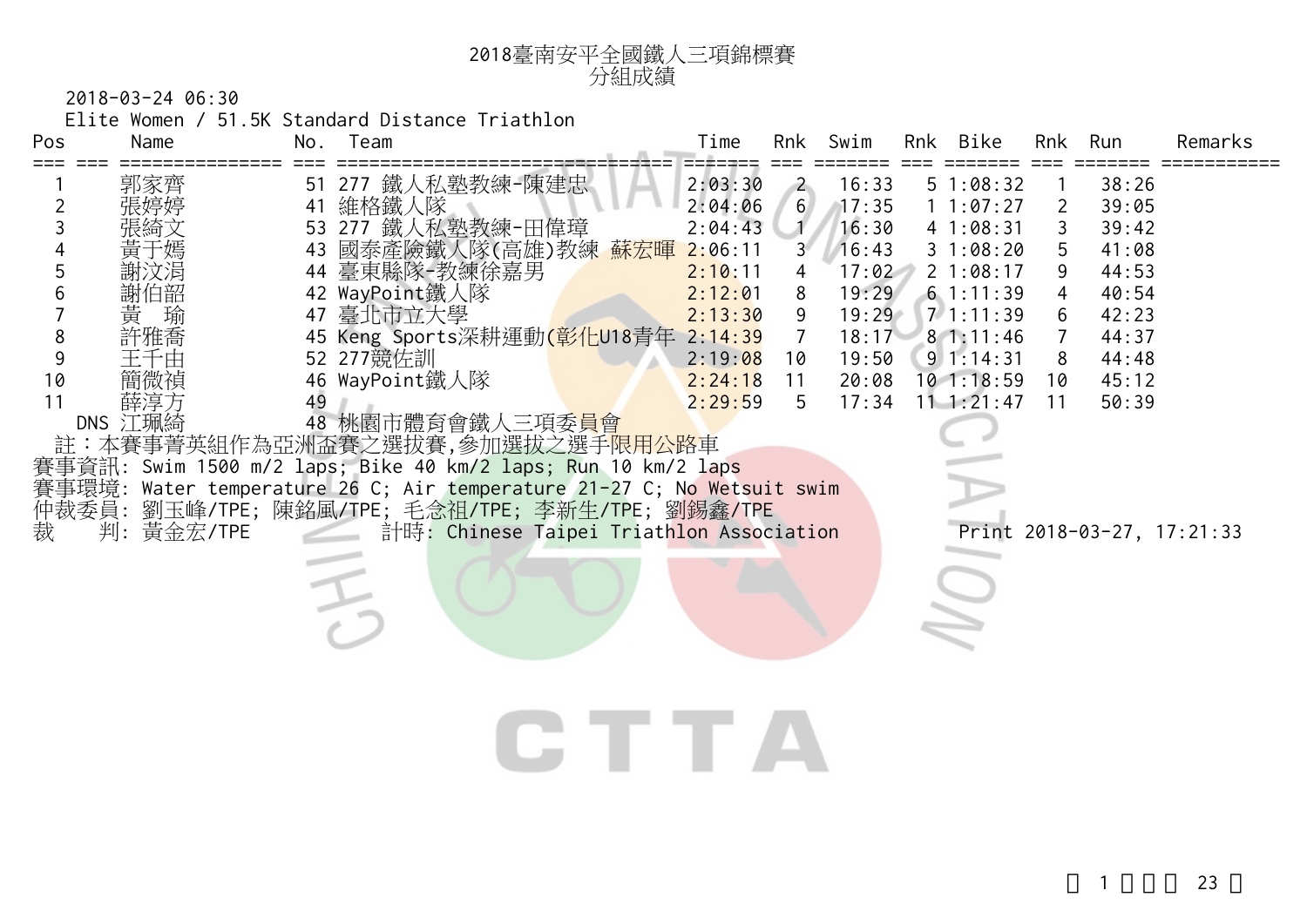# 2018臺南安平全國鐵人三項錦標賽
## 分組成績

2018-03-24 06:30

Elite Women / 51.5K Standard Distance Triathlon

| Pos | Name | No. | Team | Time | Rnk | Swim | Rnk | Bike | Rnk | Run | Remarks |
|---|---|---|---|---|---|---|---|---|---|---|---|
| 1 | 郭家齊 | 51 | 277 鐵人私塾教練-陳建忠 | 2:03:30 | 2 | 16:33 | 5 | 1:08:32 | 1 | 38:26 | |
| 2 | 張婷婷 | 41 | 維格鐵人隊 | 2:04:06 | 6 | 17:35 | 1 | 1:07:27 | 2 | 39:05 | |
| 3 | 張綺文 | 53 | 277 鐵人私塾教練-田偉璋 | 2:04:43 | 1 | 16:30 | 4 | 1:08:31 | 3 | 39:42 | |
| 4 | 黃于嫣 | 43 | 國泰產險鐵人隊(高雄)教練 蘇宏暉 | 2:06:11 | 3 | 16:43 | 3 | 1:08:20 | 5 | 41:08 | |
| 5 | 謝汶涓 | 44 | 臺東縣隊-教練徐嘉男 | 2:10:11 | 4 | 17:02 | 2 | 1:08:17 | 9 | 44:53 | |
| 6 | 謝伯韶 | 42 | WayPoint鐵人隊 | 2:12:01 | 8 | 19:29 | 6 | 1:11:39 | 4 | 40:54 | |
| 7 | 黃　瑜 | 47 | 臺北市立大學 | 2:13:30 | 9 | 19:29 | 7 | 1:11:39 | 6 | 42:23 | |
| 8 | 許雅喬 | 45 | Keng Sports深耕運動(彰化U18青年 | 2:14:39 | 7 | 18:17 | 8 | 1:11:46 | 7 | 44:37 | |
| 9 | 王千由 | 52 | 277競佐訓 | 2:19:08 | 10 | 19:50 | 9 | 1:14:31 | 8 | 44:48 | |
| 10 | 簡微禎 | 46 | WayPoint鐵人隊 | 2:24:18 | 11 | 20:08 | 10 | 1:18:59 | 10 | 45:12 | |
| 11 | 薛淳方 | 49 | | 2:29:59 | 5 | 17:34 | 11 | 1:21:47 | 11 | 50:39 | |
| DNS | 江珮綺 | 48 | 桃園市體育會鐵人三項委員會 | | | | | | | | |

註：本賽事菁英組作為亞洲盃賽之選拔賽,參加選拔之選手限用公路車

賽事資訊: Swim 1500 m/2 laps; Bike 40 km/2 laps; Run 10 km/2 laps

賽事環境: Water temperature 26 C; Air temperature 21-27 C; No Wetsuit swim

仲裁委員: 劉玉峰/TPE; 陳銘風/TPE; 毛念祖/TPE; 李新生/TPE; 劉錫鑫/TPE

裁　判: 黃金宏/TPE　計時: Chinese Taipei Triathlon Association　Print 2018-03-27, 17:21:33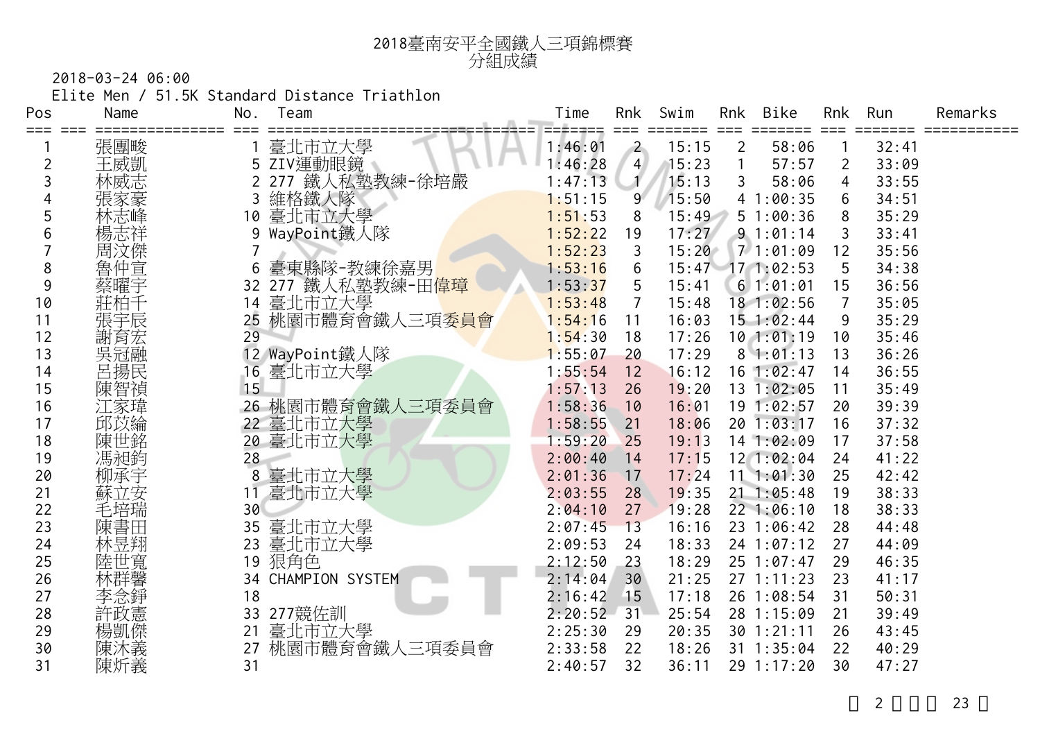# 2018臺南安平全國鐵人三項錦標賽

## 分組成績

2018-03-24 06:00

Elite Men / 51.5K Standard Distance Triathlon

| Pos | Name | No. | Team | Time | Rnk | Swim | Rnk | Bike | Rnk | Run | Remarks |
|---|---|---|---|---|---|---|---|---|---|---|---|
| 1 | 張團畯 | 1 | 臺北市立大學 | 1:46:01 | 2 | 15:15 | 2 | 58:06 | 1 | 32:41 | |
| 2 | 王威凱 | 5 | ZIV運動眼鏡 | 1:46:28 | 4 | 15:23 | 1 | 57:57 | 2 | 33:09 | |
| 3 | 林威志 | 2 | 277 鐵人私塾教練-徐培嚴 | 1:47:13 | 1 | 15:13 | 3 | 58:06 | 4 | 33:55 | |
| 4 | 張家豪 | 3 | 維格鐵人隊 | 1:51:15 | 9 | 15:50 | 4 | 1:00:35 | 6 | 34:51 | |
| 5 | 林志峰 | 10 | 臺北市立大學 | 1:51:53 | 8 | 15:49 | 5 | 1:00:36 | 8 | 35:29 | |
| 6 | 楊志祥 | 9 | WayPoint鐵人隊 | 1:52:22 | 19 | 17:27 | 9 | 1:01:14 | 3 | 33:41 | |
| 7 | 周汶傑 | 7 | | 1:52:23 | 3 | 15:20 | 7 | 1:01:09 | 12 | 35:56 | |
| 8 | 魯仲宣 | 6 | 臺東縣隊-教練徐嘉男 | 1:53:16 | 6 | 15:47 | 17 | 1:02:53 | 5 | 34:38 | |
| 9 | 蔡曜宇 | 32 | 277 鐵人私塾教練-田偉璋 | 1:53:37 | 5 | 15:41 | 6 | 1:01:01 | 15 | 36:56 | |
| 10 | 莊柏千 | 14 | 臺北市立大學 | 1:53:48 | 7 | 15:48 | 18 | 1:02:56 | 7 | 35:05 | |
| 11 | 張宇辰 | 25 | 桃園市體育會鐵人三項委員會 | 1:54:16 | 11 | 16:03 | 15 | 1:02:44 | 9 | 35:29 | |
| 12 | 謝育宏 | 29 | | 1:54:30 | 18 | 17:26 | 10 | 1:01:19 | 10 | 35:46 | |
| 13 | 吳冠融 | 12 | WayPoint鐵人隊 | 1:55:07 | 20 | 17:29 | 8 | 1:01:13 | 13 | 36:26 | |
| 14 | 呂揚民 | 16 | 臺北市立大學 | 1:55:54 | 12 | 16:12 | 16 | 1:02:47 | 14 | 36:55 | |
| 15 | 陳智禎 | 15 | | 1:57:13 | 26 | 19:20 | 13 | 1:02:05 | 11 | 35:49 | |
| 16 | 江家瑋 | 26 | 桃園市體育會鐵人三項委員會 | 1:58:36 | 10 | 16:01 | 19 | 1:02:57 | 20 | 39:39 | |
| 17 | 邱玟綸 | 22 | 臺北市立大學 | 1:58:55 | 21 | 18:06 | 20 | 1:03:17 | 16 | 37:32 | |
| 18 | 陳世銘 | 20 | 臺北市立大學 | 1:59:20 | 25 | 19:13 | 14 | 1:02:09 | 17 | 37:58 | |
| 19 | 馮昶鈞 | 28 | | 2:00:40 | 14 | 17:15 | 12 | 1:02:04 | 24 | 41:22 | |
| 20 | 柳承宇 | 8 | 臺北市立大學 | 2:01:36 | 17 | 17:24 | 11 | 1:01:30 | 25 | 42:42 | |
| 21 | 蘇立安 | 11 | 臺北市立大學 | 2:03:55 | 28 | 19:35 | 21 | 1:05:48 | 19 | 38:33 | |
| 22 | 毛培瑞 | 30 | | 2:04:10 | 27 | 19:28 | 22 | 1:06:10 | 18 | 38:33 | |
| 23 | 陳書田 | 35 | 臺北市立大學 | 2:07:45 | 13 | 16:16 | 23 | 1:06:42 | 28 | 44:48 | |
| 24 | 林昱翔 | 23 | 臺北市立大學 | 2:09:53 | 24 | 18:33 | 24 | 1:07:12 | 27 | 44:09 | |
| 25 | 陸世寬 | 19 | 狠角色 | 2:12:50 | 23 | 18:29 | 25 | 1:07:47 | 29 | 46:35 | |
| 26 | 林群馨 | 34 | CHAMPION SYSTEM | 2:14:04 | 30 | 21:25 | 27 | 1:11:23 | 23 | 41:17 | |
| 27 | 李念錚 | 18 | | 2:16:42 | 15 | 17:18 | 26 | 1:08:54 | 31 | 50:31 | |
| 28 | 許政憲 | 33 | 277競佐訓 | 2:20:52 | 31 | 25:54 | 28 | 1:15:09 | 21 | 39:49 | |
| 29 | 楊凱傑 | 21 | 臺北市立大學 | 2:25:30 | 29 | 20:35 | 30 | 1:21:11 | 26 | 43:45 | |
| 30 | 陳沐義 | 27 | 桃園市體育會鐵人三項委員會 | 2:33:58 | 22 | 18:26 | 31 | 1:35:04 | 22 | 40:29 | |
| 31 | 陳炘義 | 31 | | 2:40:57 | 32 | 36:11 | 29 | 1:17:20 | 30 | 47:27 | |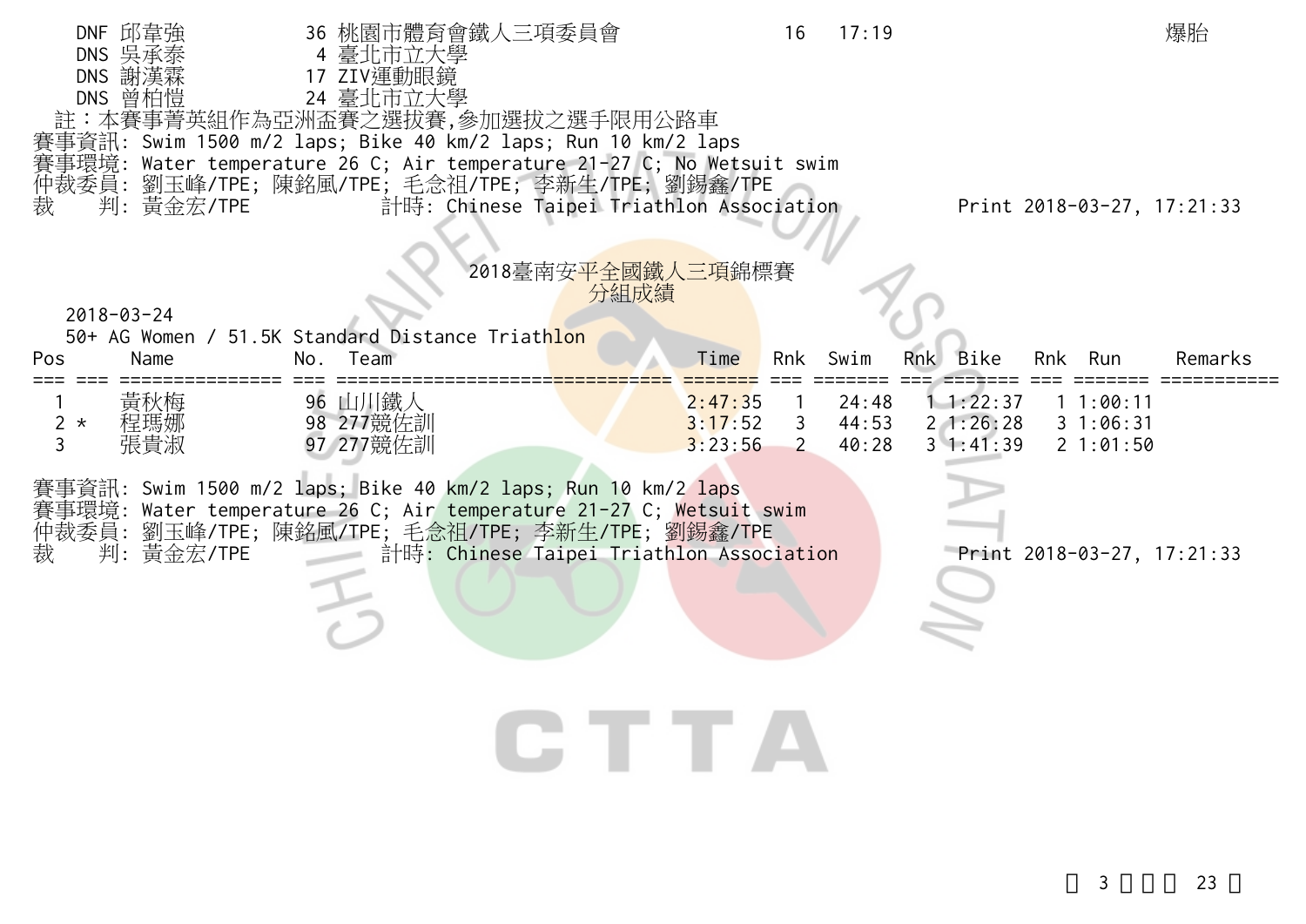| Pos | Name | No. | Team | Time | Rnk | Swim | Rnk | Bike | Rnk | Run | Remarks |
|---|---|---|---|---|---|---|---|---|---|---|---|
| DNF | 邱韋強 | 36 | 桃園市體育會鐵人三項委員會 | | 16 | 17:19 | | | | | 爆胎 |
| DNS | 吳承泰 | 4 | 臺北市立大學 | | | | | | | | |
| DNS | 謝漢霖 | 17 | ZIV運動眼鏡 | | | | | | | | |
| DNS | 曾柏愷 | 24 | 臺北市立大學 | | | | | | | | |

註：本賽事菁英組作為亞洲盃賽之選拔賽,參加選拔之選手限用公路車

賽事資訊: Swim 1500 m/2 laps; Bike 40 km/2 laps; Run 10 km/2 laps

賽事環境: Water temperature 26 C; Air temperature 21-27 C; No Wetsuit swim

仲裁委員: 劉玉峰/TPE; 陳銘風/TPE; 毛念祖/TPE; 李新生/TPE; 劉錫鑫/TPE

裁　　判: 黃金宏/TPE　　　計時: Chinese Taipei Triathlon Association　　　Print 2018-03-27, 17:21:33

# 2018臺南安平全國鐵人三項錦標賽
## 分組成績

2018-03-24

50+ AG Women / 51.5K Standard Distance Triathlon

| Pos | Name | No. | Team | Time | Rnk | Swim | Rnk | Bike | Rnk | Run | Remarks |
|---|---|---|---|---|---|---|---|---|---|---|---|
| 1 | 黃秋梅 | 96 | 山川鐵人 | 2:47:35 | 1 | 24:48 | 1 | 1:22:37 | 1 | 1:00:11 | |
| 2 * | 程瑪娜 | 98 | 277競佐訓 | 3:17:52 | 3 | 44:53 | 2 | 1:26:28 | 3 | 1:06:31 | |
| 3 | 張貴淑 | 97 | 277競佐訓 | 3:23:56 | 2 | 40:28 | 3 | 1:41:39 | 2 | 1:01:50 | |

賽事資訊: Swim 1500 m/2 laps; Bike 40 km/2 laps; Run 10 km/2 laps

賽事環境: Water temperature 26 C; Air temperature 21-27 C; Wetsuit swim

仲裁委員: 劉玉峰/TPE; 陳銘風/TPE; 毛念祖/TPE; 李新生/TPE; 劉錫鑫/TPE

裁　　判: 黃金宏/TPE　　　計時: Chinese Taipei Triathlon Association　　　Print 2018-03-27, 17:21:33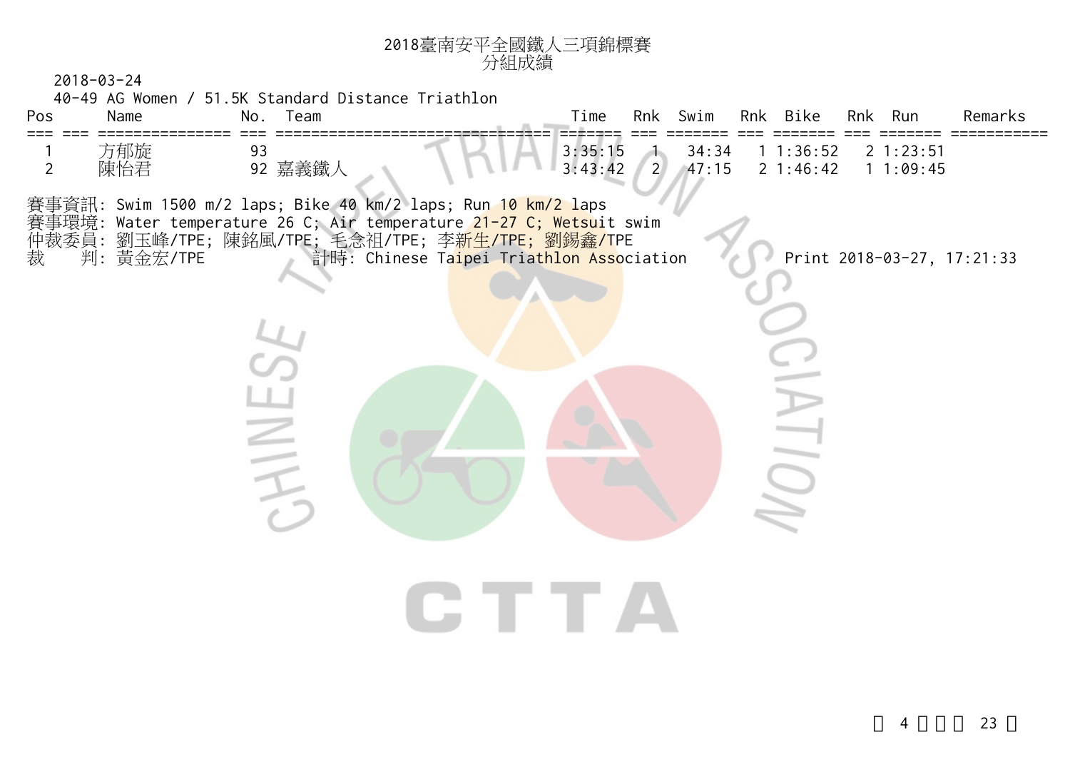# 2018臺南安平全國鐵人三項錦標賽
## 分組成績

2018-03-24

40-49 AG Women / 51.5K Standard Distance Triathlon

| Pos | | Name | No. | Team | Time | Rnk | Swim | Rnk | Bike | Rnk | Run | Remarks |
|---|---|---|---|---|---|---|---|---|---|---|---|---|
| 1 | | 方郁旋 | 93 | | 3:35:15 | 1 | 34:34 | 1 | 1:36:52 | 2 | 1:23:51 | |
| 2 | | 陳怡君 | 92 | 嘉義鐵人 | 3:43:42 | 2 | 47:15 | 2 | 1:46:42 | 1 | 1:09:45 | |

賽事資訊: Swim 1500 m/2 laps; Bike 40 km/2 laps; Run 10 km/2 laps

賽事環境: Water temperature 26 C; Air temperature 21-27 C; Wetsuit swim

仲裁委員: 劉玉峰/TPE; 陳銘風/TPE; 毛念祖/TPE; 李新生/TPE; 劉錫鑫/TPE

裁　　判: 黃金宏/TPE　　　　計時: Chinese Taipei Triathlon Association　　　　Print 2018-03-27, 17:21:33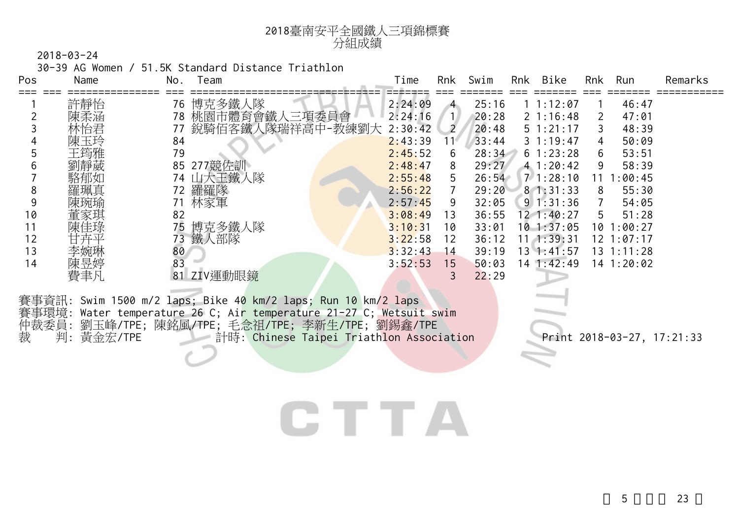# 2018臺南安平全國鐵人三項錦標賽
## 分組成績

2018-03-24

30-39 AG Women / 51.5K Standard Distance Triathlon

| Pos | | Name | No. | Team | Time | Rnk | Swim | Rnk | Bike | Rnk | Run | Remarks |
|---|---|---|---|---|---|---|---|---|---|---|---|---|
| 1 | | 許靜怡 | 76 | 博克多鐵人隊 | 2:24:09 | 4 | 25:16 | 1 | 1:12:07 | 1 | 46:47 | |
| 2 | | 陳柔涵 | 78 | 桃園市體育會鐵人三項委員會 | 2:24:16 | 1 | 20:28 | 2 | 1:16:48 | 2 | 47:01 | |
| 3 | | 林怡君 | 77 | 銳騎佰客鐵人隊瑞祥高中-教練劉大 | 2:30:42 | 2 | 20:48 | 5 | 1:21:17 | 3 | 48:39 | |
| 4 | | 陳玉玲 | 84 | | 2:43:39 | 11 | 33:44 | 3 | 1:19:47 | 4 | 50:09 | |
| 5 | | 王筠雅 | 79 | | 2:45:52 | 6 | 28:34 | 6 | 1:23:28 | 6 | 53:51 | |
| 6 | | 劉靜葳 | 85 | 277競佐訓 | 2:48:47 | 8 | 29:27 | 4 | 1:20:42 | 9 | 58:39 | |
| 7 | | 駱郁如 | 74 | 山大王鐵人隊 | 2:55:48 | 5 | 26:54 | 7 | 1:28:10 | 11 | 1:00:45 | |
| 8 | | 羅珮真 | 72 | 羅羅隊 | 2:56:22 | 7 | 29:20 | 8 | 1:31:33 | 8 | 55:30 | |
| 9 | | 陳琬瑜 | 71 | 林家軍 | 2:57:45 | 9 | 32:05 | 9 | 1:31:36 | 7 | 54:05 | |
| 10 | | 董家琪 | 82 | | 3:08:49 | 13 | 36:55 | 12 | 1:40:27 | 5 | 51:28 | |
| 11 | | 陳佳琭 | 75 | 博克多鐵人隊 | 3:10:31 | 10 | 33:01 | 10 | 1:37:05 | 10 | 1:00:27 | |
| 12 | | 甘卉平 | 73 | 鐵人部隊 | 3:22:58 | 12 | 36:12 | 11 | 1:39:31 | 12 | 1:07:17 | |
| 13 | | 李婉琳 | 80 | | 3:32:43 | 14 | 39:19 | 13 | 1:41:57 | 13 | 1:11:28 | |
| 14 | | 陳昱婷 | 83 | | 3:52:53 | 15 | 50:03 | 14 | 1:42:49 | 14 | 1:20:02 | |
| | | 費聿凡 | 81 | ZIV運動眼鏡 | | 3 | 22:29 | | | | | |

賽事資訊: Swim 1500 m/2 laps; Bike 40 km/2 laps; Run 10 km/2 laps
賽事環境: Water temperature 26 C; Air temperature 21-27 C; Wetsuit swim
仲裁委員: 劉玉峰/TPE; 陳銘風/TPE; 毛念祖/TPE; 李新生/TPE; 劉錫鑫/TPE
裁　　判: 黃金宏/TPE　　計時: Chinese Taipei Triathlon Association　　Print 2018-03-27, 17:21:33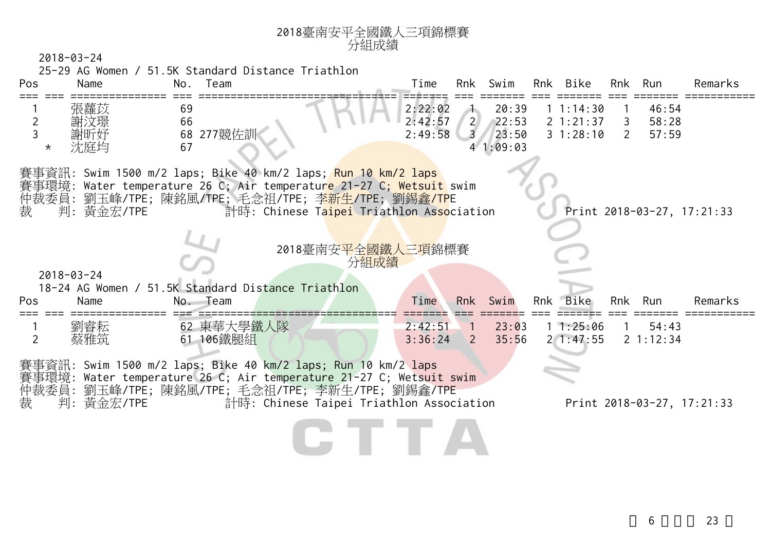# 2018臺南安平全國鐵人三項錦標賽
## 分組成績

2018-03-24

25-29 AG Women / 51.5K Standard Distance Triathlon

| Pos | | Name | No. | Team | Time | Rnk | Swim | Rnk | Bike | Rnk | Run | Remarks |
|---|---|---|---|---|---|---|---|---|---|---|---|---|
| 1 | | 張蘿苡 | 69 | | 2:22:02 | 1 | 20:39 | 1 | 1:14:30 | 1 | 46:54 | |
| 2 | | 謝汶璟 | 66 | | 2:42:57 | 2 | 22:53 | 2 | 1:21:37 | 3 | 58:28 | |
| 3 | | 謝昕妤 | 68 | 277競佐訓 | 2:49:58 | 3 | 23:50 | 3 | 1:28:10 | 2 | 57:59 | |
| | * | 沈庭均 | 67 | | | 4 | 1:09:03 | | | | | |

賽事資訊: Swim 1500 m/2 laps; Bike 40 km/2 laps; Run 10 km/2 laps
賽事環境: Water temperature 26 C; Air temperature 21-27 C; Wetsuit swim
仲裁委員: 劉玉峰/TPE; 陳銘風/TPE; 毛念祖/TPE; 李新生/TPE; 劉錫鑫/TPE
裁　　判: 黃金宏/TPE　　計時: Chinese Taipei Triathlon Association　　Print 2018-03-27, 17:21:33

# 2018臺南安平全國鐵人三項錦標賽
## 分組成績

2018-03-24

18-24 AG Women / 51.5K Standard Distance Triathlon

| Pos | | Name | No. | Team | Time | Rnk | Swim | Rnk | Bike | Rnk | Run | Remarks |
|---|---|---|---|---|---|---|---|---|---|---|---|---|
| 1 | | 劉睿耘 | 62 | 東華大學鐵人隊 | 2:42:51 | 1 | 23:03 | 1 | 1:25:06 | 1 | 54:43 | |
| 2 | | 蔡雅筑 | 61 | 106鐵腿組 | 3:36:24 | 2 | 35:56 | 2 | 1:47:55 | 2 | 1:12:34 | |

賽事資訊: Swim 1500 m/2 laps; Bike 40 km/2 laps; Run 10 km/2 laps
賽事環境: Water temperature 26 C; Air temperature 21-27 C; Wetsuit swim
仲裁委員: 劉玉峰/TPE; 陳銘風/TPE; 毛念祖/TPE; 李新生/TPE; 劉錫鑫/TPE
裁　　判: 黃金宏/TPE　　計時: Chinese Taipei Triathlon Association　　Print 2018-03-27, 17:21:33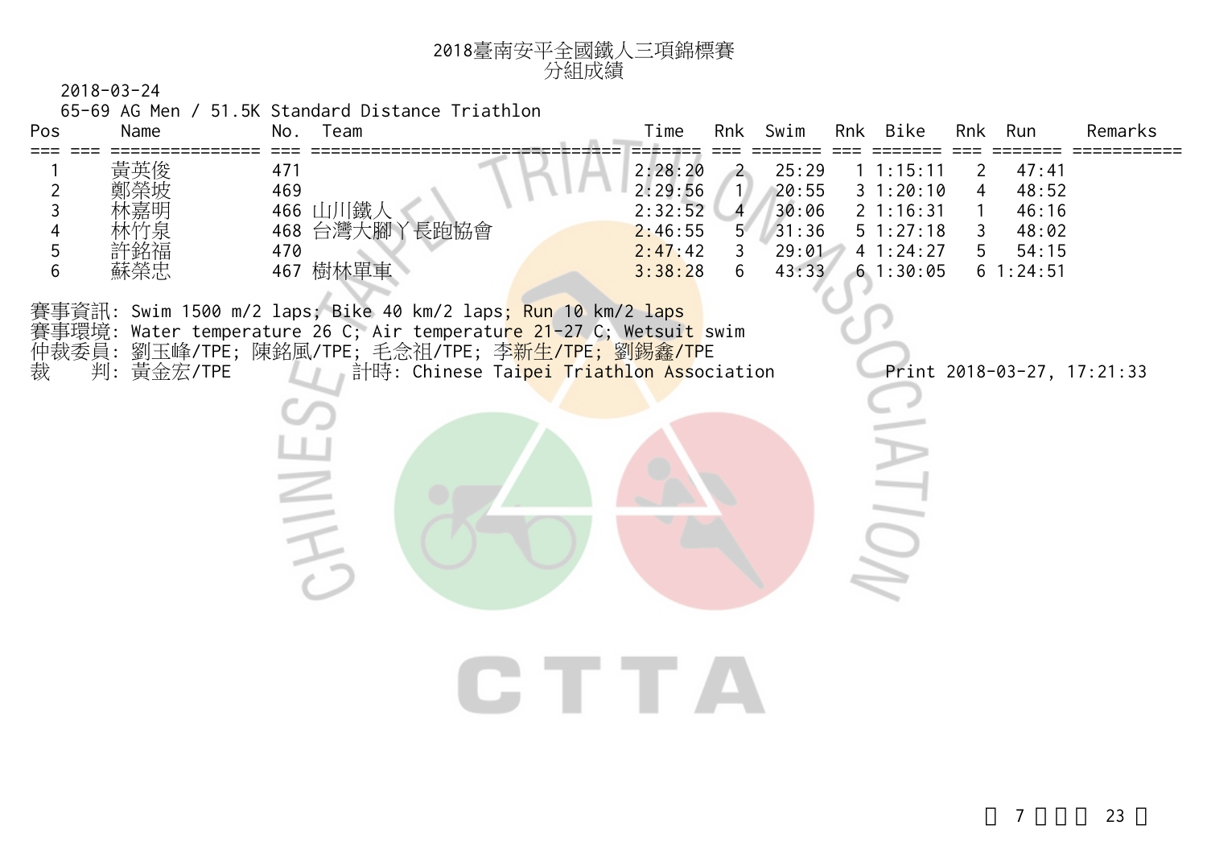# 2018臺南安平全國鐵人三項錦標賽
## 分組成績

2018-03-24

65-69 AG Men / 51.5K Standard Distance Triathlon

| Pos | Name | No. | Team | Time | Rnk | Swim | Rnk | Bike | Rnk | Run | Remarks |
|---|---|---|---|---|---|---|---|---|---|---|---|
| 1 | 黃英俊 | 471 | | 2:28:20 | 2 | 25:29 | 1 | 1:15:11 | 2 | 47:41 | |
| 2 | 鄭榮坡 | 469 | | 2:29:56 | 1 | 20:55 | 3 | 1:20:10 | 4 | 48:52 | |
| 3 | 林嘉明 | 466 | 山川鐵人 | 2:32:52 | 4 | 30:06 | 2 | 1:16:31 | 1 | 46:16 | |
| 4 | 林竹泉 | 468 | 台灣大腳丫長跑協會 | 2:46:55 | 5 | 31:36 | 5 | 1:27:18 | 3 | 48:02 | |
| 5 | 許銘福 | 470 | | 2:47:42 | 3 | 29:01 | 4 | 1:24:27 | 5 | 54:15 | |
| 6 | 蘇榮忠 | 467 | 樹林單車 | 3:38:28 | 6 | 43:33 | 6 | 1:30:05 | 6 | 1:24:51 | |

賽事資訊: Swim 1500 m/2 laps; Bike 40 km/2 laps; Run 10 km/2 laps

賽事環境: Water temperature 26 C; Air temperature 21-27 C; Wetsuit swim

仲裁委員: 劉玉峰/TPE; 陳銘風/TPE; 毛念祖/TPE; 李新生/TPE; 劉錫鑫/TPE

裁　　判: 黃金宏/TPE　　計時: Chinese Taipei Triathlon Association　　Print 2018-03-27, 17:21:33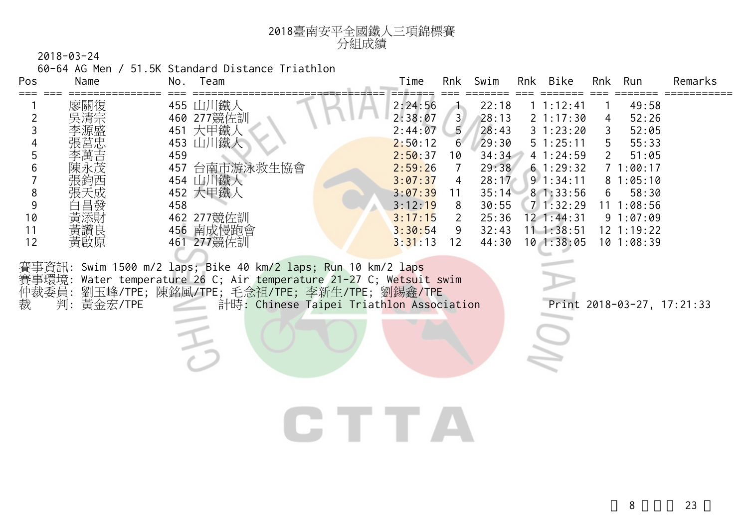# 2018臺南安平全國鐵人三項錦標賽
## 分組成績

2018-03-24

60-64 AG Men / 51.5K Standard Distance Triathlon

| Pos | | Name | No. | Team | Time | Rnk | Swim | Rnk | Bike | Rnk | Run | Remarks |
|---|---|---|---|---|---|---|---|---|---|---|---|---|
| 1 | | 廖關復 | 455 | 山川鐵人 | 2:24:56 | 1 | 22:18 | 1 | 1:12:41 | 1 | 49:58 | |
| 2 | | 吳清宗 | 460 | 277競佐訓 | 2:38:07 | 3 | 28:13 | 2 | 1:17:30 | 4 | 52:26 | |
| 3 | | 李源盛 | 451 | 大甲鐵人 | 2:44:07 | 5 | 28:43 | 3 | 1:23:20 | 3 | 52:05 | |
| 4 | | 張莒忠 | 453 | 山川鐵人 | 2:50:12 | 6 | 29:30 | 5 | 1:25:11 | 5 | 55:33 | |
| 5 | | 李萬吉 | 459 | | 2:50:37 | 10 | 34:34 | 4 | 1:24:59 | 2 | 51:05 | |
| 6 | | 陳永茂 | 457 | 台南市游泳救生協會 | 2:59:26 | 7 | 29:38 | 6 | 1:29:32 | 7 | 1:00:17 | |
| 7 | | 張鈞西 | 454 | 山川鐵人 | 3:07:37 | 4 | 28:17 | 9 | 1:34:11 | 8 | 1:05:10 | |
| 8 | | 張天成 | 452 | 大甲鐵人 | 3:07:39 | 11 | 35:14 | 8 | 1:33:56 | 6 | 58:30 | |
| 9 | | 白昌發 | 458 | | 3:12:19 | 8 | 30:55 | 7 | 1:32:29 | 11 | 1:08:56 | |
| 10 | | 黃添財 | 462 | 277競佐訓 | 3:17:15 | 2 | 25:36 | 12 | 1:44:31 | 9 | 1:07:09 | |
| 11 | | 黃讚良 | 456 | 南成慢跑會 | 3:30:54 | 9 | 32:43 | 11 | 1:38:51 | 12 | 1:19:22 | |
| 12 | | 黃啟原 | 461 | 277競佐訓 | 3:31:13 | 12 | 44:30 | 10 | 1:38:05 | 10 | 1:08:39 | |

賽事資訊: Swim 1500 m/2 laps; Bike 40 km/2 laps; Run 10 km/2 laps
賽事環境: Water temperature 26 C; Air temperature 21-27 C; Wetsuit swim
仲裁委員: 劉玉峰/TPE; 陳銘風/TPE; 毛念祖/TPE; 李新生/TPE; 劉錫鑫/TPE
裁　判: 黃金宏/TPE　　計時: Chinese Taipei Triathlon Association　　Print 2018-03-27, 17:21:33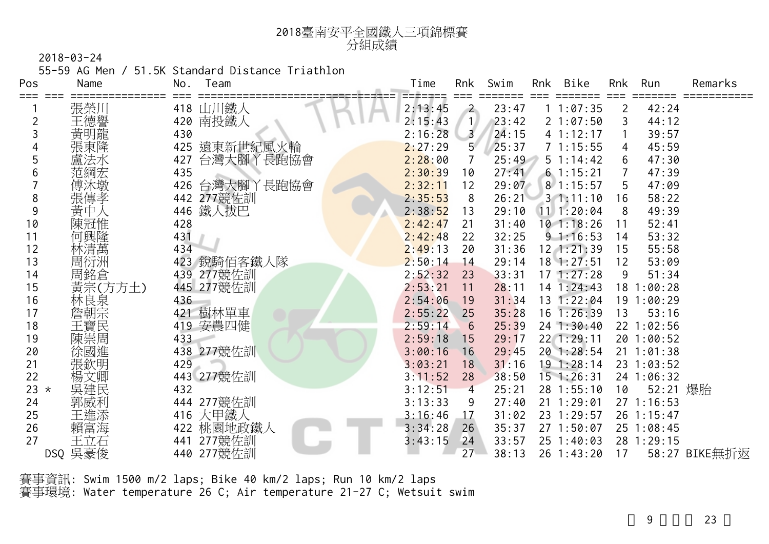# 2018臺南安平全國鐵人三項錦標賽
## 分組成績

2018-03-24

55-59 AG Men / 51.5K Standard Distance Triathlon

| Pos | | Name | No. | Team | Time | Rnk | Swim | Rnk | Bike | Rnk | Run | Remarks |
|---|---|---|---|---|---|---|---|---|---|---|---|---|
| 1 | | 張榮川 | 418 | 山川鐵人 | 2:13:45 | 2 | 23:47 | 1 | 1:07:35 | 2 | 42:24 | |
| 2 | | 王德譽 | 420 | 南投鐵人 | 2:15:43 | 1 | 23:42 | 2 | 1:07:50 | 3 | 44:12 | |
| 3 | | 黃明龍 | 430 | | 2:16:28 | 3 | 24:15 | 4 | 1:12:17 | 1 | 39:57 | |
| 4 | | 張東隆 | 425 | 遠東新世紀風火輪 | 2:27:29 | 5 | 25:37 | 7 | 1:15:55 | 4 | 45:59 | |
| 5 | | 盧法水 | 427 | 台灣大腳丫長跑協會 | 2:28:00 | 7 | 25:49 | 5 | 1:14:42 | 6 | 47:30 | |
| 6 | | 范綱宏 | 435 | | 2:30:39 | 10 | 27:41 | 6 | 1:15:21 | 7 | 47:39 | |
| 7 | | 傅沐墩 | 426 | 台灣大腳丫長跑協會 | 2:32:11 | 12 | 29:07 | 8 | 1:15:57 | 5 | 47:09 | |
| 8 | | 張傳孝 | 442 | 277競佐訓 | 2:35:53 | 8 | 26:21 | 3 | 1:11:10 | 16 | 58:22 | |
| 9 | | 黃中人 | 446 | 鐵人拔巴 | 2:38:52 | 13 | 29:10 | 11 | 1:20:04 | 8 | 49:39 | |
| 10 | | 陳冠惟 | 428 | | 2:42:47 | 21 | 31:40 | 10 | 1:18:26 | 11 | 52:41 | |
| 11 | | 何興隆 | 431 | | 2:42:48 | 22 | 32:25 | 9 | 1:16:53 | 14 | 53:32 | |
| 12 | | 林清萬 | 434 | | 2:49:13 | 20 | 31:36 | 12 | 1:21:39 | 15 | 55:58 | |
| 13 | | 周衍洲 | 423 | 銳騎佰客鐵人隊 | 2:50:14 | 14 | 29:14 | 18 | 1:27:51 | 12 | 53:09 | |
| 14 | | 周銘倉 | 439 | 277競佐訓 | 2:52:32 | 23 | 33:31 | 17 | 1:27:28 | 9 | 51:34 | |
| 15 | | 黃宗(方方土) | 445 | 277競佐訓 | 2:53:21 | 11 | 28:11 | 14 | 1:24:43 | 18 | 1:00:28 | |
| 16 | | 林良泉 | 436 | | 2:54:06 | 19 | 31:34 | 13 | 1:22:04 | 19 | 1:00:29 | |
| 17 | | 詹朝宗 | 421 | 樹林單車 | 2:55:22 | 25 | 35:28 | 16 | 1:26:39 | 13 | 53:16 | |
| 18 | | 王寶民 | 419 | 安農四健 | 2:59:14 | 6 | 25:39 | 24 | 1:30:40 | 22 | 1:02:56 | |
| 19 | | 陳崇周 | 433 | | 2:59:18 | 15 | 29:17 | 22 | 1:29:11 | 20 | 1:00:52 | |
| 20 | | 徐國進 | 438 | 277競佐訓 | 3:00:16 | 16 | 29:45 | 20 | 1:28:54 | 21 | 1:01:38 | |
| 21 | | 張欽明 | 429 | | 3:03:21 | 18 | 31:16 | 19 | 1:28:14 | 23 | 1:03:52 | |
| 22 | | 楊文卿 | 443 | 277競佐訓 | 3:11:52 | 28 | 38:50 | 15 | 1:26:31 | 24 | 1:06:32 | |
| 23 | * | 吳建民 | 432 | | 3:12:51 | 4 | 25:21 | 28 | 1:55:10 | 10 | 52:21 | 爆胎 |
| 24 | | 郭威利 | 444 | 277競佐訓 | 3:13:33 | 9 | 27:40 | 21 | 1:29:01 | 27 | 1:16:53 | |
| 25 | | 王進添 | 416 | 大甲鐵人 | 3:16:46 | 17 | 31:02 | 23 | 1:29:57 | 26 | 1:15:47 | |
| 26 | | 賴富海 | 422 | 桃園地政鐵人 | 3:34:28 | 26 | 35:37 | 27 | 1:50:07 | 25 | 1:08:45 | |
| 27 | | 王立石 | 441 | 277競佐訓 | 3:43:15 | 24 | 33:57 | 25 | 1:40:03 | 28 | 1:29:15 | |
| | DSQ | 吳豪俊 | 440 | 277競佐訓 | | 27 | 38:13 | 26 | 1:43:20 | 17 | 58:27 | BIKE無折返 |

賽事資訊: Swim 1500 m/2 laps; Bike 40 km/2 laps; Run 10 km/2 laps

賽事環境: Water temperature 26 C; Air temperature 21-27 C; Wetsuit swim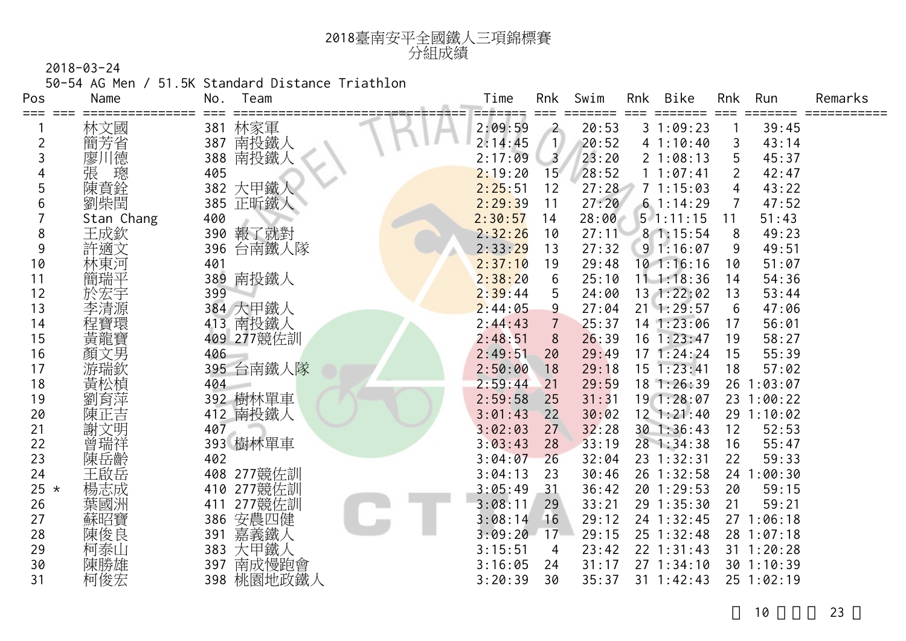# 2018臺南安平全國鐵人三項錦標賽
## 分組成績

2018-03-24

50-54 AG Men / 51.5K Standard Distance Triathlon

| Pos | | Name | No. | Team | Time | Rnk | Swim | Rnk | Bike | Rnk | Run | Remarks |
|---|---|---|---|---|---|---|---|---|---|---|---|---|
| 1 | | 林文國 | 381 | 林家軍 | 2:09:59 | 2 | 20:53 | 3 | 1:09:23 | 1 | 39:45 | |
| 2 | | 簡芳省 | 387 | 南投鐵人 | 2:14:45 | 1 | 20:52 | 4 | 1:10:40 | 3 | 43:14 | |
| 3 | | 廖川德 | 388 | 南投鐵人 | 2:17:09 | 3 | 23:20 | 2 | 1:08:13 | 5 | 45:37 | |
| 4 | | 張 璁 | 405 | | 2:19:20 | 15 | 28:52 | 1 | 1:07:41 | 2 | 42:47 | |
| 5 | | 陳賁銓 | 382 | 大甲鐵人 | 2:25:51 | 12 | 27:28 | 7 | 1:15:03 | 4 | 43:22 | |
| 6 | | 劉柴閏 | 385 | 正昕鐵人 | 2:29:39 | 11 | 27:20 | 6 | 1:14:29 | 7 | 47:52 | |
| 7 | | Stan Chang | 400 | | 2:30:57 | 14 | 28:00 | 5 | 1:11:15 | 11 | 51:43 | |
| 8 | | 王成欽 | 390 | 報了就對 | 2:32:26 | 10 | 27:11 | 8 | 1:15:54 | 8 | 49:23 | |
| 9 | | 許適文 | 396 | 台南鐵人隊 | 2:33:29 | 13 | 27:32 | 9 | 1:16:07 | 9 | 49:51 | |
| 10 | | 林東河 | 401 | | 2:37:10 | 19 | 29:48 | 10 | 1:16:16 | 10 | 51:07 | |
| 11 | | 簡瑞平 | 389 | 南投鐵人 | 2:38:20 | 6 | 25:10 | 11 | 1:18:36 | 14 | 54:36 | |
| 12 | | 於宏宇 | 399 | | 2:39:44 | 5 | 24:00 | 13 | 1:22:02 | 13 | 53:44 | |
| 13 | | 李清源 | 384 | 大甲鐵人 | 2:44:05 | 9 | 27:04 | 21 | 1:29:57 | 6 | 47:06 | |
| 14 | | 程寶環 | 413 | 南投鐵人 | 2:44:43 | 7 | 25:37 | 14 | 1:23:06 | 17 | 56:01 | |
| 15 | | 黃龍寶 | 409 | 277競佐訓 | 2:48:51 | 8 | 26:39 | 16 | 1:23:47 | 19 | 58:27 | |
| 16 | | 顏文男 | 406 | | 2:49:51 | 20 | 29:49 | 17 | 1:24:24 | 15 | 55:39 | |
| 17 | | 游瑞欽 | 395 | 台南鐵人隊 | 2:50:00 | 18 | 29:18 | 15 | 1:23:41 | 18 | 57:02 | |
| 18 | | 黃松楨 | 404 | | 2:59:44 | 21 | 29:59 | 18 | 1:26:39 | 26 | 1:03:07 | |
| 19 | | 劉育萍 | 392 | 樹林單車 | 2:59:58 | 25 | 31:31 | 19 | 1:28:07 | 23 | 1:00:22 | |
| 20 | | 陳正吉 | 412 | 南投鐵人 | 3:01:43 | 22 | 30:02 | 12 | 1:21:40 | 29 | 1:10:02 | |
| 21 | | 謝文明 | 407 | | 3:02:03 | 27 | 32:28 | 30 | 1:36:43 | 12 | 52:53 | |
| 22 | | 曾瑞祥 | 393 | 樹林單車 | 3:03:43 | 28 | 33:19 | 28 | 1:34:38 | 16 | 55:47 | |
| 23 | | 陳岳齡 | 402 | | 3:04:07 | 26 | 32:04 | 23 | 1:32:31 | 22 | 59:33 | |
| 24 | | 王啟岳 | 408 | 277競佐訓 | 3:04:13 | 23 | 30:46 | 26 | 1:32:58 | 24 | 1:00:30 | |
| 25 | * | 楊志成 | 410 | 277競佐訓 | 3:05:49 | 31 | 36:42 | 20 | 1:29:53 | 20 | 59:15 | |
| 26 | | 葉國洲 | 411 | 277競佐訓 | 3:08:11 | 29 | 33:21 | 29 | 1:35:30 | 21 | 59:21 | |
| 27 | | 蘇昭寶 | 386 | 安農四健 | 3:08:14 | 16 | 29:12 | 24 | 1:32:45 | 27 | 1:06:18 | |
| 28 | | 陳俊良 | 391 | 嘉義鐵人 | 3:09:20 | 17 | 29:15 | 25 | 1:32:48 | 28 | 1:07:18 | |
| 29 | | 柯泰山 | 383 | 大甲鐵人 | 3:15:51 | 4 | 23:42 | 22 | 1:31:43 | 31 | 1:20:28 | |
| 30 | | 陳勝雄 | 397 | 南成慢跑會 | 3:16:05 | 24 | 31:17 | 27 | 1:34:10 | 30 | 1:10:39 | |
| 31 | | 柯俊宏 | 398 | 桃園地政鐵人 | 3:20:39 | 30 | 35:37 | 31 | 1:42:43 | 25 | 1:02:19 | |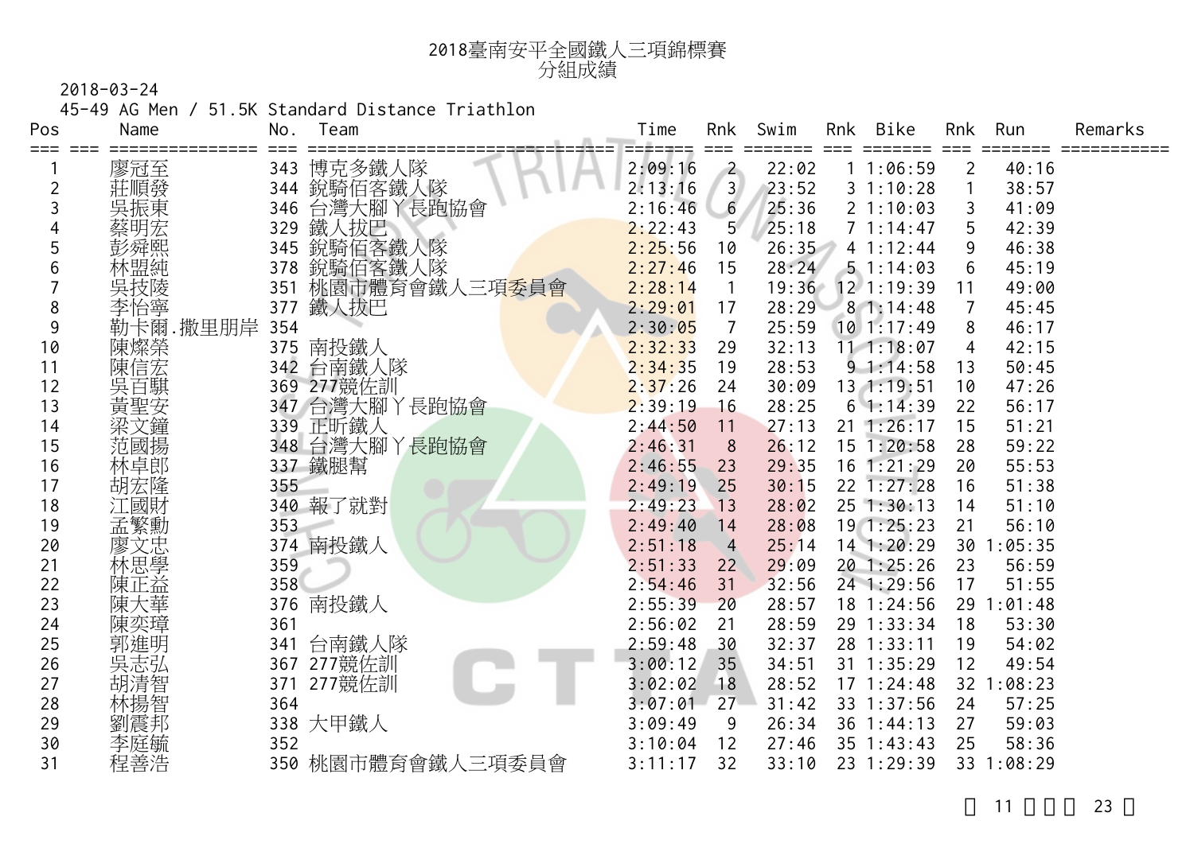# 2018臺南安平全國鐵人三項錦標賽
## 分組成績

2018-03-24

45-49 AG Men / 51.5K Standard Distance Triathlon

| Pos | Name | No. | Team | Time | Rnk | Swim | Rnk | Bike | Rnk | Run | Remarks |
|---|---|---|---|---|---|---|---|---|---|---|---|
| 1 | 廖冠至 | 343 | 博克多鐵人隊 | 2:09:16 | 2 | 22:02 | 1 | 1:06:59 | 2 | 40:16 | |
| 2 | 莊順發 | 344 | 銳騎佰客鐵人隊 | 2:13:16 | 3 | 23:52 | 3 | 1:10:28 | 1 | 38:57 | |
| 3 | 吳振東 | 346 | 台灣大腳丫長跑協會 | 2:16:46 | 6 | 25:36 | 2 | 1:10:03 | 3 | 41:09 | |
| 4 | 蔡明宏 | 329 | 鐵人拔巴 | 2:22:43 | 5 | 25:18 | 7 | 1:14:47 | 5 | 42:39 | |
| 5 | 彭舜熙 | 345 | 銳騎佰客鐵人隊 | 2:25:56 | 10 | 26:35 | 4 | 1:12:44 | 9 | 46:38 | |
| 6 | 林盟純 | 378 | 銳騎佰客鐵人隊 | 2:27:46 | 15 | 28:24 | 5 | 1:14:03 | 6 | 45:19 | |
| 7 | 吳技陵 | 351 | 桃園市體育會鐵人三項委員會 | 2:28:14 | 1 | 19:36 | 12 | 1:19:39 | 11 | 49:00 | |
| 8 | 李怡寧 | 377 | 鐵人拔巴 | 2:29:01 | 17 | 28:29 | 8 | 1:14:48 | 7 | 45:45 | |
| 9 | 勒卡爾.撒里朋岸 | 354 | | 2:30:05 | 7 | 25:59 | 10 | 1:17:49 | 8 | 46:17 | |
| 10 | 陳燦榮 | 375 | 南投鐵人 | 2:32:33 | 29 | 32:13 | 11 | 1:18:07 | 4 | 42:15 | |
| 11 | 陳信宏 | 342 | 台南鐵人隊 | 2:34:35 | 19 | 28:53 | 9 | 1:14:58 | 13 | 50:45 | |
| 12 | 吳百騏 | 369 | 277競佐訓 | 2:37:26 | 24 | 30:09 | 13 | 1:19:51 | 10 | 47:26 | |
| 13 | 黃聖安 | 347 | 台灣大腳丫長跑協會 | 2:39:19 | 16 | 28:25 | 6 | 1:14:39 | 22 | 56:17 | |
| 14 | 梁文鐘 | 339 | 正昕鐵人 | 2:44:50 | 11 | 27:13 | 21 | 1:26:17 | 15 | 51:21 | |
| 15 | 范國揚 | 348 | 台灣大腳丫長跑協會 | 2:46:31 | 8 | 26:12 | 15 | 1:20:58 | 28 | 59:22 | |
| 16 | 林卓郎 | 337 | 鐵腿幫 | 2:46:55 | 23 | 29:35 | 16 | 1:21:29 | 20 | 55:53 | |
| 17 | 胡宏隆 | 355 | | 2:49:19 | 25 | 30:15 | 22 | 1:27:28 | 16 | 51:38 | |
| 18 | 江國財 | 340 | 報了就對 | 2:49:23 | 13 | 28:02 | 25 | 1:30:13 | 14 | 51:10 | |
| 19 | 孟繁勳 | 353 | | 2:49:40 | 14 | 28:08 | 19 | 1:25:23 | 21 | 56:10 | |
| 20 | 廖文忠 | 374 | 南投鐵人 | 2:51:18 | 4 | 25:14 | 14 | 1:20:29 | 30 | 1:05:35 | |
| 21 | 林思學 | 359 | | 2:51:33 | 22 | 29:09 | 20 | 1:25:26 | 23 | 56:59 | |
| 22 | 陳正益 | 358 | | 2:54:46 | 31 | 32:56 | 24 | 1:29:56 | 17 | 51:55 | |
| 23 | 陳大華 | 376 | 南投鐵人 | 2:55:39 | 20 | 28:57 | 18 | 1:24:56 | 29 | 1:01:48 | |
| 24 | 陳奕璋 | 361 | | 2:56:02 | 21 | 28:59 | 29 | 1:33:34 | 18 | 53:30 | |
| 25 | 郭進明 | 341 | 台南鐵人隊 | 2:59:48 | 30 | 32:37 | 28 | 1:33:11 | 19 | 54:02 | |
| 26 | 吳志弘 | 367 | 277競佐訓 | 3:00:12 | 35 | 34:51 | 31 | 1:35:29 | 12 | 49:54 | |
| 27 | 胡清智 | 371 | 277競佐訓 | 3:02:02 | 18 | 28:52 | 17 | 1:24:48 | 32 | 1:08:23 | |
| 28 | 林揚智 | 364 | | 3:07:01 | 27 | 31:42 | 33 | 1:37:56 | 24 | 57:25 | |
| 29 | 劉震邦 | 338 | 大甲鐵人 | 3:09:49 | 9 | 26:34 | 36 | 1:44:13 | 27 | 59:03 | |
| 30 | 李庭毓 | 352 | | 3:10:04 | 12 | 27:46 | 35 | 1:43:43 | 25 | 58:36 | |
| 31 | 程善浩 | 350 | 桃園市體育會鐵人三項委員會 | 3:11:17 | 32 | 33:10 | 23 | 1:29:39 | 33 | 1:08:29 | |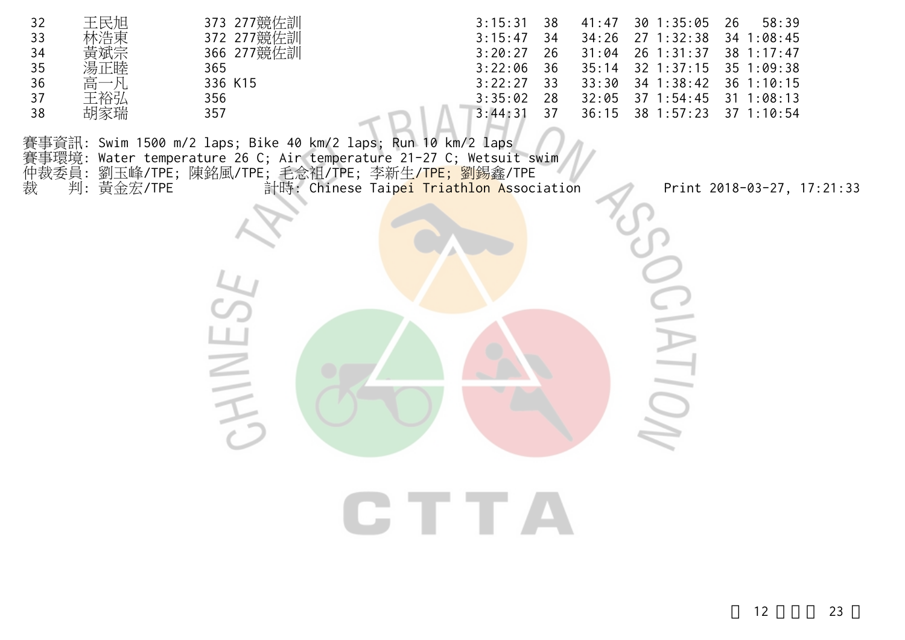| | | | | | | | | | | |
|---|---|---|---|---|---|---|---|---|---|---|
| 32 | 王民旭 | 373 | 277競佐訓 | 3:15:31 | 38 | 41:47 | 30 | 1:35:05 | 26 | 58:39 |
| 33 | 林浩東 | 372 | 277競佐訓 | 3:15:47 | 34 | 34:26 | 27 | 1:32:38 | 34 | 1:08:45 |
| 34 | 黃斌宗 | 366 | 277競佐訓 | 3:20:27 | 26 | 31:04 | 26 | 1:31:37 | 38 | 1:17:47 |
| 35 | 湯正睦 | 365 | | 3:22:06 | 36 | 35:14 | 32 | 1:37:15 | 35 | 1:09:38 |
| 36 | 高一凡 | 336 | K15 | 3:22:27 | 33 | 33:30 | 34 | 1:38:42 | 36 | 1:10:15 |
| 37 | 王裕弘 | 356 | | 3:35:02 | 28 | 32:05 | 37 | 1:54:45 | 31 | 1:08:13 |
| 38 | 胡家瑞 | 357 | | 3:44:31 | 37 | 36:15 | 38 | 1:57:23 | 37 | 1:10:54 |

賽事資訊: Swim 1500 m/2 laps; Bike 40 km/2 laps; Run 10 km/2 laps
賽事環境: Water temperature 26 C; Air temperature 21-27 C; Wetsuit swim
仲裁委員: 劉玉峰/TPE; 陳銘風/TPE; 毛念祖/TPE; 李新生/TPE; 劉錫鑫/TPE
裁　　判: 黃金宏/TPE　　計時: Chinese Taipei Triathlon Association　　Print 2018-03-27, 17:21:33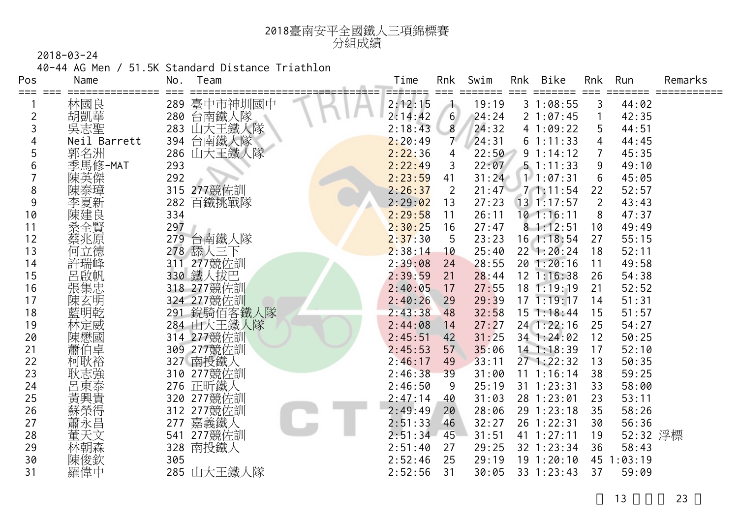# 2018臺南安平全國鐵人三項錦標賽
## 分組成績

2018-03-24

40-44 AG Men / 51.5K Standard Distance Triathlon

| Pos | Name | No. | Team | Time | Rnk | Swim | Rnk | Bike | Rnk | Run | Remarks |
|---|---|---|---|---|---|---|---|---|---|---|---|
| 1 | 林國良 | 289 | 臺中市神圳國中 | 2:12:15 | 1 | 19:19 | 3 | 1:08:55 | 3 | 44:02 | |
| 2 | 胡凱華 | 280 | 台南鐵人隊 | 2:14:42 | 6 | 24:24 | 2 | 1:07:45 | 1 | 42:35 | |
| 3 | 吳志聖 | 283 | 山大王鐵人隊 | 2:18:43 | 8 | 24:32 | 4 | 1:09:22 | 5 | 44:51 | |
| 4 | Neil Barrett | 394 | 台南鐵人隊 | 2:20:49 | 7 | 24:31 | 6 | 1:11:33 | 4 | 44:45 | |
| 5 | 郭名洲 | 286 | 山大王鐵人隊 | 2:22:36 | 4 | 22:50 | 9 | 1:14:12 | 7 | 45:35 | |
| 6 | 季馬修-MAT | 293 | | 2:22:49 | 3 | 22:07 | 5 | 1:11:33 | 9 | 49:10 | |
| 7 | 陳英傑 | 292 | | 2:23:59 | 41 | 31:24 | 1 | 1:07:31 | 6 | 45:05 | |
| 8 | 陳泰璋 | 315 | 277競佐訓 | 2:26:37 | 2 | 21:47 | 7 | 1:11:54 | 22 | 52:57 | |
| 9 | 李夏新 | 282 | 百鐵挑戰隊 | 2:29:02 | 13 | 27:23 | 13 | 1:17:57 | 2 | 43:43 | |
| 10 | 陳建良 | 334 | | 2:29:58 | 11 | 26:11 | 10 | 1:16:11 | 8 | 47:37 | |
| 11 | 桑全賢 | 297 | | 2:30:25 | 16 | 27:47 | 8 | 1:12:51 | 10 | 49:49 | |
| 12 | 蔡兆原 | 279 | 台南鐵人隊 | 2:37:30 | 5 | 23:23 | 16 | 1:18:54 | 27 | 55:15 | |
| 13 | 何立德 | 278 | 舔人三下 | 2:38:14 | 10 | 25:40 | 22 | 1:20:24 | 18 | 52:11 | |
| 14 | 許瑞峰 | 311 | 277競佐訓 | 2:39:08 | 24 | 28:55 | 20 | 1:20:16 | 11 | 49:58 | |
| 15 | 呂啟帆 | 330 | 鐵人拔巴 | 2:39:59 | 21 | 28:44 | 12 | 1:16:38 | 26 | 54:38 | |
| 16 | 張集忠 | 318 | 277競佐訓 | 2:40:05 | 17 | 27:55 | 18 | 1:19:19 | 21 | 52:52 | |
| 17 | 陳玄明 | 324 | 277競佐訓 | 2:40:26 | 29 | 29:39 | 17 | 1:19:17 | 14 | 51:31 | |
| 18 | 藍明乾 | 291 | 銳騎佰客鐵人隊 | 2:43:38 | 48 | 32:58 | 15 | 1:18:44 | 15 | 51:57 | |
| 19 | 林定威 | 284 | 山大王鐵人隊 | 2:44:08 | 14 | 27:27 | 24 | 1:22:16 | 25 | 54:27 | |
| 20 | 陳懋國 | 314 | 277競佐訓 | 2:45:51 | 42 | 31:25 | 34 | 1:24:02 | 12 | 50:25 | |
| 21 | 蕭伯卓 | 309 | 277競佐訓 | 2:45:53 | 57 | 35:06 | 14 | 1:18:39 | 17 | 52:10 | |
| 22 | 柯耿裕 | 327 | 南投鐵人 | 2:46:17 | 49 | 33:11 | 27 | 1:22:32 | 13 | 50:35 | |
| 23 | 耿志強 | 310 | 277競佐訓 | 2:46:38 | 39 | 31:00 | 11 | 1:16:14 | 38 | 59:25 | |
| 24 | 呂東泰 | 276 | 正昕鐵人 | 2:46:50 | 9 | 25:19 | 31 | 1:23:31 | 33 | 58:00 | |
| 25 | 黃興貴 | 320 | 277競佐訓 | 2:47:14 | 40 | 31:03 | 28 | 1:23:01 | 23 | 53:11 | |
| 26 | 蘇榮得 | 312 | 277競佐訓 | 2:49:49 | 20 | 28:06 | 29 | 1:23:18 | 35 | 58:26 | |
| 27 | 蕭永昌 | 277 | 嘉義鐵人 | 2:51:33 | 46 | 32:27 | 26 | 1:22:31 | 30 | 56:36 | |
| 28 | 董天文 | 541 | 277競佐訓 | 2:51:34 | 45 | 31:51 | 41 | 1:27:11 | 19 | 52:32 | 浮標 |
| 29 | 林朝森 | 328 | 南投鐵人 | 2:51:40 | 27 | 29:25 | 32 | 1:23:34 | 36 | 58:43 | |
| 30 | 陳俊欽 | 305 | | 2:52:46 | 25 | 29:19 | 19 | 1:20:10 | 45 | 1:03:19 | |
| 31 | 羅偉中 | 285 | 山大王鐵人隊 | 2:52:56 | 31 | 30:05 | 33 | 1:23:43 | 37 | 59:09 | |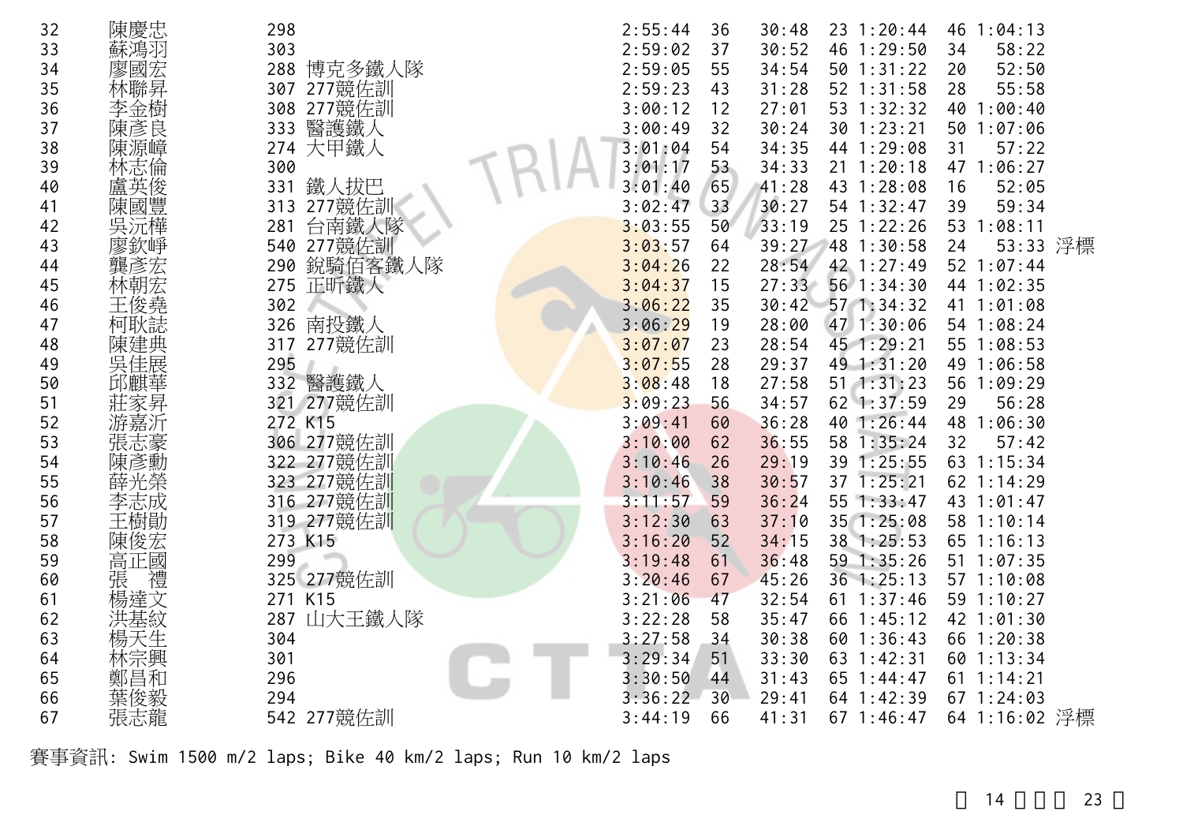| | | | | | | | | | | | |
|---|---|---|---|---|---|---|---|---|---|---|---|
| 32 | 陳慶忠 | 298 | | 2:55:44 | 36 | 30:48 | 23 | 1:20:44 | 46 | 1:04:13 | |
| 33 | 蘇鴻羽 | 303 | | 2:59:02 | 37 | 30:52 | 46 | 1:29:50 | 34 | 58:22 | |
| 34 | 廖國宏 | 288 | 博克多鐵人隊 | 2:59:05 | 55 | 34:54 | 50 | 1:31:22 | 20 | 52:50 | |
| 35 | 林聯昇 | 307 | 277競佐訓 | 2:59:23 | 43 | 31:28 | 52 | 1:31:58 | 28 | 55:58 | |
| 36 | 李金樹 | 308 | 277競佐訓 | 3:00:12 | 12 | 27:01 | 53 | 1:32:32 | 40 | 1:00:40 | |
| 37 | 陳彥良 | 333 | 醫護鐵人 | 3:00:49 | 32 | 30:24 | 30 | 1:23:21 | 50 | 1:07:06 | |
| 38 | 陳源嶂 | 274 | 大甲鐵人 | 3:01:04 | 54 | 34:35 | 44 | 1:29:08 | 31 | 57:22 | |
| 39 | 林志倫 | 300 | | 3:01:17 | 53 | 34:33 | 21 | 1:20:18 | 47 | 1:06:27 | |
| 40 | 盧英俊 | 331 | 鐵人拔巴 | 3:01:40 | 65 | 41:28 | 43 | 1:28:08 | 16 | 52:05 | |
| 41 | 陳國豐 | 313 | 277競佐訓 | 3:02:47 | 33 | 30:27 | 54 | 1:32:47 | 39 | 59:34 | |
| 42 | 吳沅樺 | 281 | 台南鐵人隊 | 3:03:55 | 50 | 33:19 | 25 | 1:22:26 | 53 | 1:08:11 | |
| 43 | 廖欽崢 | 540 | 277競佐訓 | 3:03:57 | 64 | 39:27 | 48 | 1:30:58 | 24 | 53:33 | 浮標 |
| 44 | 龔彥宏 | 290 | 銳騎佰客鐵人隊 | 3:04:26 | 22 | 28:54 | 42 | 1:27:49 | 52 | 1:07:44 | |
| 45 | 林朝宏 | 275 | 正昕鐵人 | 3:04:37 | 15 | 27:33 | 56 | 1:34:30 | 44 | 1:02:35 | |
| 46 | 王俊堯 | 302 | | 3:06:22 | 35 | 30:42 | 57 | 1:34:32 | 41 | 1:01:08 | |
| 47 | 柯耿誌 | 326 | 南投鐵人 | 3:06:29 | 19 | 28:00 | 47 | 1:30:06 | 54 | 1:08:24 | |
| 48 | 陳建典 | 317 | 277競佐訓 | 3:07:07 | 23 | 28:54 | 45 | 1:29:21 | 55 | 1:08:53 | |
| 49 | 吳佳展 | 295 | | 3:07:55 | 28 | 29:37 | 49 | 1:31:20 | 49 | 1:06:58 | |
| 50 | 邱麒華 | 332 | 醫護鐵人 | 3:08:48 | 18 | 27:58 | 51 | 1:31:23 | 56 | 1:09:29 | |
| 51 | 莊家昇 | 321 | 277競佐訓 | 3:09:23 | 56 | 34:57 | 62 | 1:37:59 | 29 | 56:28 | |
| 52 | 游嘉沂 | 272 | K15 | 3:09:41 | 60 | 36:28 | 40 | 1:26:44 | 48 | 1:06:30 | |
| 53 | 張志豪 | 306 | 277競佐訓 | 3:10:00 | 62 | 36:55 | 58 | 1:35:24 | 32 | 57:42 | |
| 54 | 陳彥勳 | 322 | 277競佐訓 | 3:10:46 | 26 | 29:19 | 39 | 1:25:55 | 63 | 1:15:34 | |
| 55 | 薛光榮 | 323 | 277競佐訓 | 3:10:46 | 38 | 30:57 | 37 | 1:25:21 | 62 | 1:14:29 | |
| 56 | 李志成 | 316 | 277競佐訓 | 3:11:57 | 59 | 36:24 | 55 | 1:33:47 | 43 | 1:01:47 | |
| 57 | 王樹勛 | 319 | 277競佐訓 | 3:12:30 | 63 | 37:10 | 35 | 1:25:08 | 58 | 1:10:14 | |
| 58 | 陳俊宏 | 273 | K15 | 3:16:20 | 52 | 34:15 | 38 | 1:25:53 | 65 | 1:16:13 | |
| 59 | 高正國 | 299 | | 3:19:48 | 61 | 36:48 | 59 | 1:35:26 | 51 | 1:07:35 | |
| 60 | 張 禮 | 325 | 277競佐訓 | 3:20:46 | 67 | 45:26 | 36 | 1:25:13 | 57 | 1:10:08 | |
| 61 | 楊達文 | 271 | K15 | 3:21:06 | 47 | 32:54 | 61 | 1:37:46 | 59 | 1:10:27 | |
| 62 | 洪基紋 | 287 | 山大王鐵人隊 | 3:22:28 | 58 | 35:47 | 66 | 1:45:12 | 42 | 1:01:30 | |
| 63 | 楊天生 | 304 | | 3:27:58 | 34 | 30:38 | 60 | 1:36:43 | 66 | 1:20:38 | |
| 64 | 林宗興 | 301 | | 3:29:34 | 51 | 33:30 | 63 | 1:42:31 | 60 | 1:13:34 | |
| 65 | 鄭昌和 | 296 | | 3:30:50 | 44 | 31:43 | 65 | 1:44:47 | 61 | 1:14:21 | |
| 66 | 葉俊毅 | 294 | | 3:36:22 | 30 | 29:41 | 64 | 1:42:39 | 67 | 1:24:03 | |
| 67 | 張志龍 | 542 | 277競佐訓 | 3:44:19 | 66 | 41:31 | 67 | 1:46:47 | 64 | 1:16:02 | 浮標 |

賽事資訊: Swim 1500 m/2 laps; Bike 40 km/2 laps; Run 10 km/2 laps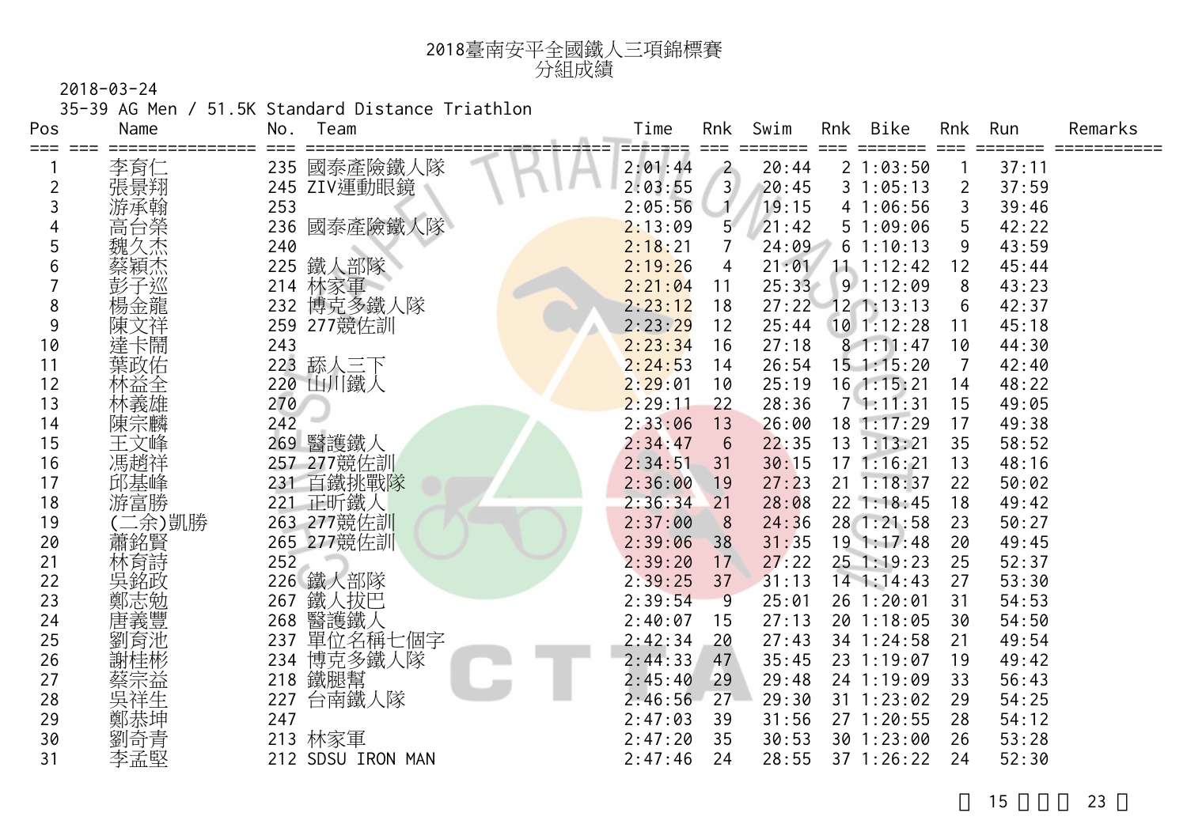# 2018臺南安平全國鐵人三項錦標賽
## 分組成績

2018-03-24

35-39 AG Men / 51.5K Standard Distance Triathlon

| Pos | Name | No. | Team | Time | Rnk | Swim | Rnk | Bike | Rnk | Run | Remarks |
|---|---|---|---|---|---|---|---|---|---|---|---|
| 1 | 李育仁 | 235 | 國泰產險鐵人隊 | 2:01:44 | 2 | 20:44 | 2 | 1:03:50 | 1 | 37:11 | |
| 2 | 張景翔 | 245 | ZIV運動眼鏡 | 2:03:55 | 3 | 20:45 | 3 | 1:05:13 | 2 | 37:59 | |
| 3 | 游承翰 | 253 | | 2:05:56 | 1 | 19:15 | 4 | 1:06:56 | 3 | 39:46 | |
| 4 | 高台榮 | 236 | 國泰產險鐵人隊 | 2:13:09 | 5 | 21:42 | 5 | 1:09:06 | 5 | 42:22 | |
| 5 | 魏久杰 | 240 | | 2:18:21 | 7 | 24:09 | 6 | 1:10:13 | 9 | 43:59 | |
| 6 | 蔡穎杰 | 225 | 鐵人部隊 | 2:19:26 | 4 | 21:01 | 11 | 1:12:42 | 12 | 45:44 | |
| 7 | 彭子巡 | 214 | 林家軍 | 2:21:04 | 11 | 25:33 | 9 | 1:12:09 | 8 | 43:23 | |
| 8 | 楊金龍 | 232 | 博克多鐵人隊 | 2:23:12 | 18 | 27:22 | 12 | 1:13:13 | 6 | 42:37 | |
| 9 | 陳文祥 | 259 | 277競佐訓 | 2:23:29 | 12 | 25:44 | 10 | 1:12:28 | 11 | 45:18 | |
| 10 | 達卡鬧 | 243 | | 2:23:34 | 16 | 27:18 | 8 | 1:11:47 | 10 | 44:30 | |
| 11 | 葉政佑 | 223 | 舔人三下 | 2:24:53 | 14 | 26:54 | 15 | 1:15:20 | 7 | 42:40 | |
| 12 | 林益全 | 220 | 山川鐵人 | 2:29:01 | 10 | 25:19 | 16 | 1:15:21 | 14 | 48:22 | |
| 13 | 林義雄 | 270 | | 2:29:11 | 22 | 28:36 | 7 | 1:11:31 | 15 | 49:05 | |
| 14 | 陳宗麟 | 242 | | 2:33:06 | 13 | 26:00 | 18 | 1:17:29 | 17 | 49:38 | |
| 15 | 王文峰 | 269 | 醫護鐵人 | 2:34:47 | 6 | 22:35 | 13 | 1:13:21 | 35 | 58:52 | |
| 16 | 馮趙祥 | 257 | 277競佐訓 | 2:34:51 | 31 | 30:15 | 17 | 1:16:21 | 13 | 48:16 | |
| 17 | 邱基峰 | 231 | 百鐵挑戰隊 | 2:36:00 | 19 | 27:23 | 21 | 1:18:37 | 22 | 50:02 | |
| 18 | 游富勝 | 221 | 正昕鐵人 | 2:36:34 | 21 | 28:08 | 22 | 1:18:45 | 18 | 49:42 | |
| 19 | (二余)凱勝 | 263 | 277競佐訓 | 2:37:00 | 8 | 24:36 | 28 | 1:21:58 | 23 | 50:27 | |
| 20 | 蕭銘賢 | 265 | 277競佐訓 | 2:39:06 | 38 | 31:35 | 19 | 1:17:48 | 20 | 49:45 | |
| 21 | 林育詩 | 252 | | 2:39:20 | 17 | 27:22 | 25 | 1:19:23 | 25 | 52:37 | |
| 22 | 吳銘政 | 226 | 鐵人部隊 | 2:39:25 | 37 | 31:13 | 14 | 1:14:43 | 27 | 53:30 | |
| 23 | 鄭志勉 | 267 | 鐵人拔巴 | 2:39:54 | 9 | 25:01 | 26 | 1:20:01 | 31 | 54:53 | |
| 24 | 唐義豐 | 268 | 醫護鐵人 | 2:40:07 | 15 | 27:13 | 20 | 1:18:05 | 30 | 54:50 | |
| 25 | 劉育池 | 237 | 單位名稱七個字 | 2:42:34 | 20 | 27:43 | 34 | 1:24:58 | 21 | 49:54 | |
| 26 | 謝桂彬 | 234 | 博克多鐵人隊 | 2:44:33 | 47 | 35:45 | 23 | 1:19:07 | 19 | 49:42 | |
| 27 | 蔡宗益 | 218 | 鐵腿幫 | 2:45:40 | 29 | 29:48 | 24 | 1:19:09 | 33 | 56:43 | |
| 28 | 吳祥生 | 227 | 台南鐵人隊 | 2:46:56 | 27 | 29:30 | 31 | 1:23:02 | 29 | 54:25 | |
| 29 | 鄭恭坤 | 247 | | 2:47:03 | 39 | 31:56 | 27 | 1:20:55 | 28 | 54:12 | |
| 30 | 劉奇青 | 213 | 林家軍 | 2:47:20 | 35 | 30:53 | 30 | 1:23:00 | 26 | 53:28 | |
| 31 | 李孟堅 | 212 | SDSU IRON MAN | 2:47:46 | 24 | 28:55 | 37 | 1:26:22 | 24 | 52:30 | |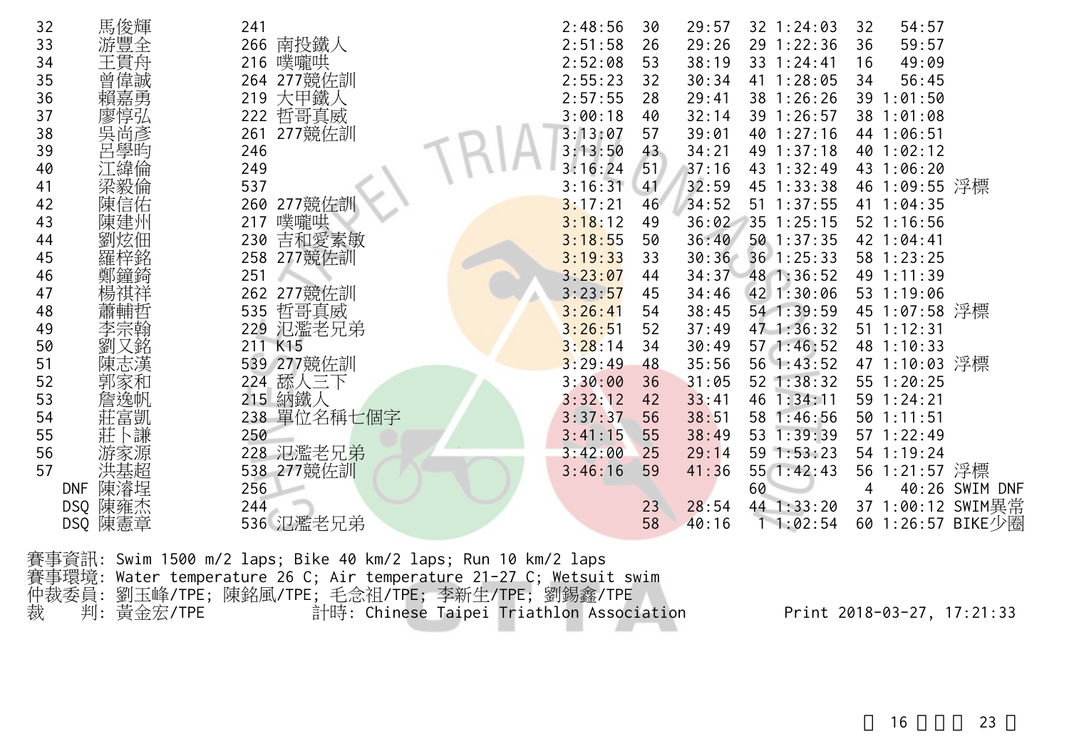| | | | | | | | | | | | | |
|---|---|---|---|---|---|---|---|---|---|---|---|---|
| 32 | 馬俊輝 | 241 | | 2:48:56 | 30 | 29:57 | 32 | 1:24:03 | 32 | 54:57 | |
| 33 | 游豐全 | 266 | 南投鐵人 | 2:51:58 | 26 | 29:26 | 29 | 1:22:36 | 36 | 59:57 | |
| 34 | 王貫舟 | 216 | 噗嚨哄 | 2:52:08 | 53 | 38:19 | 33 | 1:24:41 | 16 | 49:09 | |
| 35 | 曾偉誠 | 264 | 277競佐訓 | 2:55:23 | 32 | 30:34 | 41 | 1:28:05 | 34 | 56:45 | |
| 36 | 賴嘉勇 | 219 | 大甲鐵人 | 2:57:55 | 28 | 29:41 | 38 | 1:26:26 | 39 | 1:01:50 | |
| 37 | 廖惇弘 | 222 | 哲哥真威 | 3:00:18 | 40 | 32:14 | 39 | 1:26:57 | 38 | 1:01:08 | |
| 38 | 吳尚彥 | 261 | 277競佐訓 | 3:13:07 | 57 | 39:01 | 40 | 1:27:16 | 44 | 1:06:51 | |
| 39 | 呂學昀 | 246 | | 3:13:50 | 43 | 34:21 | 49 | 1:37:18 | 40 | 1:02:12 | |
| 40 | 江緯倫 | 249 | | 3:16:24 | 51 | 37:16 | 43 | 1:32:49 | 43 | 1:06:20 | |
| 41 | 梁毅倫 | 537 | | 3:16:31 | 41 | 32:59 | 45 | 1:33:38 | 46 | 1:09:55 | 浮標 |
| 42 | 陳信佑 | 260 | 277競佐訓 | 3:17:21 | 46 | 34:52 | 51 | 1:37:55 | 41 | 1:04:35 | |
| 43 | 陳建州 | 217 | 噗嚨哄 | 3:18:12 | 49 | 36:02 | 35 | 1:25:15 | 52 | 1:16:56 | |
| 44 | 劉炫佃 | 230 | 吉和愛素敏 | 3:18:55 | 50 | 36:40 | 50 | 1:37:35 | 42 | 1:04:41 | |
| 45 | 羅梓銘 | 258 | 277競佐訓 | 3:19:33 | 33 | 30:36 | 36 | 1:25:33 | 58 | 1:23:25 | |
| 46 | 鄭鐘錡 | 251 | | 3:23:07 | 44 | 34:37 | 48 | 1:36:52 | 49 | 1:11:39 | |
| 47 | 楊祺祥 | 262 | 277競佐訓 | 3:23:57 | 45 | 34:46 | 42 | 1:30:06 | 53 | 1:19:06 | |
| 48 | 蕭輔哲 | 535 | 哲哥真威 | 3:26:41 | 54 | 38:45 | 54 | 1:39:59 | 45 | 1:07:58 | 浮標 |
| 49 | 李宗翰 | 229 | 氾濫老兄弟 | 3:26:51 | 52 | 37:49 | 47 | 1:36:32 | 51 | 1:12:31 | |
| 50 | 劉又銘 | 211 | K15 | 3:28:14 | 34 | 30:49 | 57 | 1:46:52 | 48 | 1:10:33 | |
| 51 | 陳志漢 | 539 | 277競佐訓 | 3:29:49 | 48 | 35:56 | 56 | 1:43:52 | 47 | 1:10:03 | 浮標 |
| 52 | 郭家和 | 224 | 舔人三下 | 3:30:00 | 36 | 31:05 | 52 | 1:38:32 | 55 | 1:20:25 | |
| 53 | 詹逸帆 | 215 | 納鐵人 | 3:32:12 | 42 | 33:41 | 46 | 1:34:11 | 59 | 1:24:21 | |
| 54 | 莊富凱 | 238 | 單位名稱七個字 | 3:37:37 | 56 | 38:51 | 58 | 1:46:56 | 50 | 1:11:51 | |
| 55 | 莊卜謙 | 250 | | 3:41:15 | 55 | 38:49 | 53 | 1:39:39 | 57 | 1:22:49 | |
| 56 | 游家源 | 228 | 氾濫老兄弟 | 3:42:00 | 25 | 29:14 | 59 | 1:53:23 | 54 | 1:19:24 | |
| 57 | 洪基超 | 538 | 277競佐訓 | 3:46:16 | 59 | 41:36 | 55 | 1:42:43 | 56 | 1:21:57 | 浮標 |
| DNF | 陳濬埕 | 256 | | | | | 60 | | 4 | 40:26 | SWIM DNF |
| DSQ | 陳雍杰 | 244 | | | 23 | 28:54 | 44 | 1:33:20 | 37 | 1:00:12 | SWIM異常 |
| DSQ | 陳憲章 | 536 | 氾濫老兄弟 | | 58 | 40:16 | 1 | 1:02:54 | 60 | 1:26:57 | BIKE少圈 |

賽事資訊: Swim 1500 m/2 laps; Bike 40 km/2 laps; Run 10 km/2 laps
賽事環境: Water temperature 26 C; Air temperature 21-27 C; Wetsuit swim
仲裁委員: 劉玉峰/TPE; 陳銘風/TPE; 毛念祖/TPE; 李新生/TPE; 劉錫鑫/TPE
裁　　判: 黃金宏/TPE　　　　計時: Chinese Taipei Triathlon Association　　　　Print 2018-03-27, 17:21:33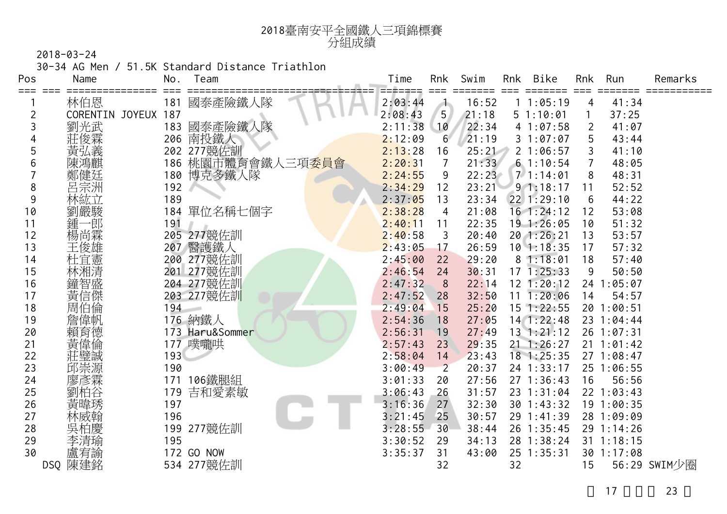# 2018臺南安平全國鐵人三項錦標賽
## 分組成績

2018-03-24

30-34 AG Men / 51.5K Standard Distance Triathlon

| Pos | | Name | No. | Team | Time | Rnk | Swim | Rnk | Bike | Rnk | Run | Remarks |
|---|---|---|---|---|---|---|---|---|---|---|---|---|
| 1 | | 林伯恩 | 181 | 國泰產險鐵人隊 | 2:03:44 | 1 | 16:52 | 1 | 1:05:19 | 4 | 41:34 | |
| 2 | | CORENTIN JOYEUX | 187 | | 2:08:43 | 5 | 21:18 | 5 | 1:10:01 | 1 | 37:25 | |
| 3 | | 劉光武 | 183 | 國泰產險鐵人隊 | 2:11:38 | 10 | 22:34 | 4 | 1:07:58 | 2 | 41:07 | |
| 4 | | 莊俊霖 | 206 | 南投鐵人 | 2:12:09 | 6 | 21:19 | 3 | 1:07:07 | 5 | 43:44 | |
| 5 | | 黃弘義 | 202 | 277競佐訓 | 2:13:28 | 16 | 25:21 | 2 | 1:06:57 | 3 | 41:10 | |
| 6 | | 陳鴻麒 | 186 | 桃園市體育會鐵人三項委員會 | 2:20:31 | 7 | 21:33 | 6 | 1:10:54 | 7 | 48:05 | |
| 7 | | 鄭健廷 | 180 | 博克多鐵人隊 | 2:24:55 | 9 | 22:23 | 7 | 1:14:01 | 8 | 48:31 | |
| 8 | | 呂宗洲 | 192 | | 2:34:29 | 12 | 23:21 | 9 | 1:18:17 | 11 | 52:52 | |
| 9 | | 林紘立 | 189 | | 2:37:05 | 13 | 23:34 | 22 | 1:29:10 | 6 | 44:22 | |
| 10 | | 劉嚴駿 | 184 | 單位名稱七個字 | 2:38:28 | 4 | 21:08 | 16 | 1:24:12 | 12 | 53:08 | |
| 11 | | 鍾一郎 | 191 | | 2:40:11 | 11 | 22:35 | 19 | 1:26:05 | 10 | 51:32 | |
| 12 | | 楊尚霖 | 205 | 277競佐訓 | 2:40:58 | 3 | 20:40 | 20 | 1:26:21 | 13 | 53:57 | |
| 13 | | 王俊雄 | 207 | 醫護鐵人 | 2:43:05 | 17 | 26:59 | 10 | 1:18:35 | 17 | 57:32 | |
| 14 | | 杜宜憲 | 200 | 277競佐訓 | 2:45:00 | 22 | 29:20 | 8 | 1:18:01 | 18 | 57:40 | |
| 15 | | 林湘清 | 201 | 277競佐訓 | 2:46:54 | 24 | 30:31 | 17 | 1:25:33 | 9 | 50:50 | |
| 16 | | 鐘智盛 | 204 | 277競佐訓 | 2:47:32 | 8 | 22:14 | 12 | 1:20:12 | 24 | 1:05:07 | |
| 17 | | 黃信傑 | 203 | 277競佐訓 | 2:47:52 | 28 | 32:50 | 11 | 1:20:06 | 14 | 54:57 | |
| 18 | | 周伯倫 | 194 | | 2:49:04 | 15 | 25:20 | 15 | 1:22:55 | 20 | 1:00:51 | |
| 19 | | 詹偉帆 | 176 | 納鐵人 | 2:54:36 | 18 | 27:05 | 14 | 1:22:48 | 23 | 1:04:44 | |
| 20 | | 賴育德 | 173 | Haru&Sommer | 2:56:31 | 19 | 27:49 | 13 | 1:21:12 | 26 | 1:07:31 | |
| 21 | | 黃偉倫 | 177 | 噗嚨哄 | 2:57:43 | 23 | 29:35 | 21 | 1:26:27 | 21 | 1:01:42 | |
| 22 | | 莊璧誠 | 193 | | 2:58:04 | 14 | 23:43 | 18 | 1:25:35 | 27 | 1:08:47 | |
| 23 | | 邱崇源 | 190 | | 3:00:49 | 2 | 20:37 | 24 | 1:33:17 | 25 | 1:06:55 | |
| 24 | | 廖彥霖 | 171 | 106鐵腿組 | 3:01:33 | 20 | 27:56 | 27 | 1:36:43 | 16 | 56:56 | |
| 25 | | 劉柏谷 | 179 | 吉和愛素敏 | 3:06:43 | 26 | 31:57 | 23 | 1:31:04 | 22 | 1:03:43 | |
| 26 | | 黃暐琇 | 197 | | 3:16:36 | 27 | 32:30 | 30 | 1:43:32 | 19 | 1:00:35 | |
| 27 | | 林威翰 | 196 | | 3:21:45 | 25 | 30:57 | 29 | 1:41:39 | 28 | 1:09:09 | |
| 28 | | 吳柏慶 | 199 | 277競佐訓 | 3:28:55 | 30 | 38:44 | 26 | 1:35:45 | 29 | 1:14:26 | |
| 29 | | 李清瑜 | 195 | | 3:30:52 | 29 | 34:13 | 28 | 1:38:24 | 31 | 1:18:15 | |
| 30 | | 盧宥諭 | 172 | GO NOW | 3:35:37 | 31 | 43:00 | 25 | 1:35:31 | 30 | 1:17:08 | |
| | DSQ | 陳建銘 | 534 | 277競佐訓 | | 32 | | 32 | | 15 | 56:29 | SWIM少圈 |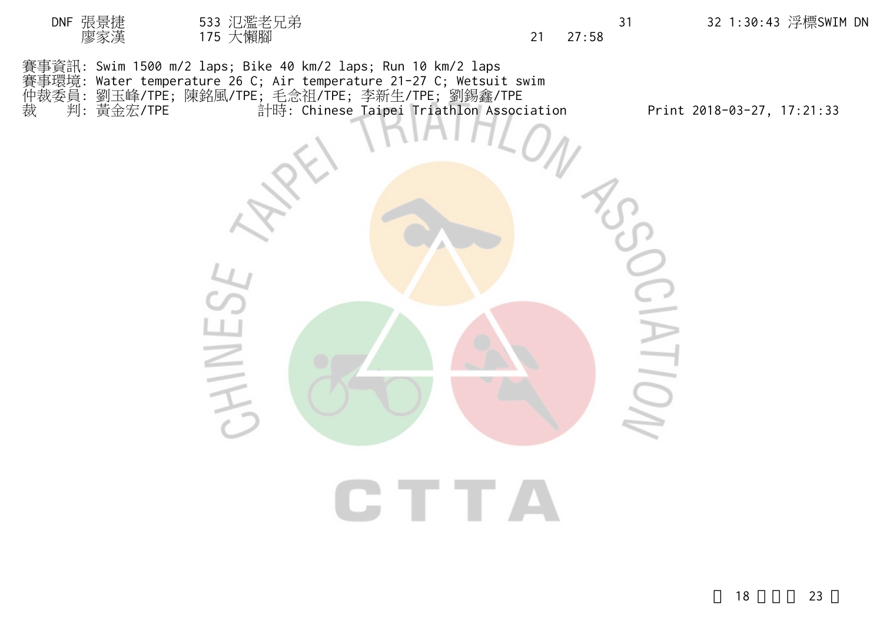| | | | | | | | |
|---|---|---|---|---|---|---|---|
| DNF | 張景捷<br>廖家漢 | 533 氾濫老兄弟<br>175 大懶腳 | 21 | 27:58 | 31 | 32 | 1:30:43 浮標SWIM DN |

賽事資訊: Swim 1500 m/2 laps; Bike 40 km/2 laps; Run 10 km/2 laps
賽事環境: Water temperature 26 C; Air temperature 21-27 C; Wetsuit swim
仲裁委員: 劉玉峰/TPE; 陳銘風/TPE; 毛念祖/TPE; 李新生/TPE; 劉錫鑫/TPE
裁　　判: 黃金宏/TPE　　　　　計時: Chinese Taipei Triathlon Association　　　　　Print 2018-03-27, 17:21:33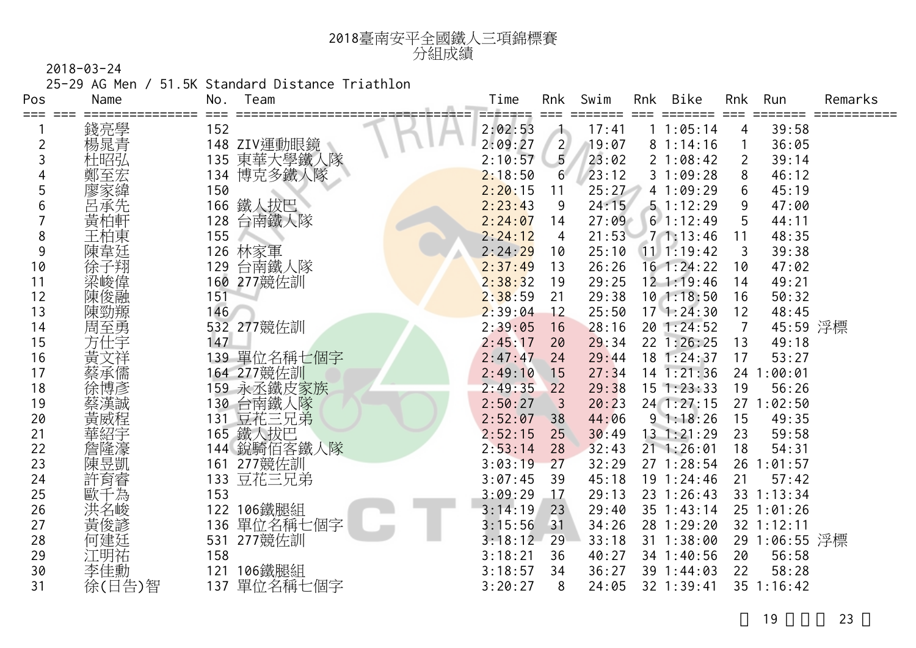# 2018臺南安平全國鐵人三項錦標賽
## 分組成績

2018-03-24

25-29 AG Men / 51.5K Standard Distance Triathlon

| Pos | Name | No. | Team | Time | Rnk | Swim | Rnk | Bike | Rnk | Run | Remarks |
|---|---|---|---|---|---|---|---|---|---|---|---|
| 1 | 錢亮學 | 152 | | 2:02:53 | 1 | 17:41 | 1 | 1:05:14 | 4 | 39:58 | |
| 2 | 楊晁青 | 148 | ZIV運動眼鏡 | 2:09:27 | 2 | 19:07 | 8 | 1:14:16 | 1 | 36:05 | |
| 3 | 杜昭弘 | 135 | 東華大學鐵人隊 | 2:10:57 | 5 | 23:02 | 2 | 1:08:42 | 2 | 39:14 | |
| 4 | 鄭至宏 | 134 | 博克多鐵人隊 | 2:18:50 | 6 | 23:12 | 3 | 1:09:28 | 8 | 46:12 | |
| 5 | 廖家緯 | 150 | | 2:20:15 | 11 | 25:27 | 4 | 1:09:29 | 6 | 45:19 | |
| 6 | 呂承先 | 166 | 鐵人拔巴 | 2:23:43 | 9 | 24:15 | 5 | 1:12:29 | 9 | 47:00 | |
| 7 | 黃柏軒 | 128 | 台南鐵人隊 | 2:24:07 | 14 | 27:09 | 6 | 1:12:49 | 5 | 44:11 | |
| 8 | 王柏東 | 155 | | 2:24:12 | 4 | 21:53 | 7 | 1:13:46 | 11 | 48:35 | |
| 9 | 陳韋廷 | 126 | 林家軍 | 2:24:29 | 10 | 25:10 | 11 | 1:19:42 | 3 | 39:38 | |
| 10 | 徐子翔 | 129 | 台南鐵人隊 | 2:37:49 | 13 | 26:26 | 16 | 1:24:22 | 10 | 47:02 | |
| 11 | 梁峻偉 | 160 | 277競佐訓 | 2:38:32 | 19 | 29:25 | 12 | 1:19:46 | 14 | 49:21 | |
| 12 | 陳俊融 | 151 | | 2:38:59 | 21 | 29:38 | 10 | 1:18:50 | 16 | 50:32 | |
| 13 | 陳勁掚 | 146 | | 2:39:04 | 12 | 25:50 | 17 | 1:24:30 | 12 | 48:45 | |
| 14 | 周至勇 | 532 | 277競佐訓 | 2:39:05 | 16 | 28:16 | 20 | 1:24:52 | 7 | 45:59 | 浮標 |
| 15 | 方仕宇 | 147 | | 2:45:17 | 20 | 29:34 | 22 | 1:26:25 | 13 | 49:18 | |
| 16 | 黃文祥 | 139 | 單位名稱七個字 | 2:47:47 | 24 | 29:44 | 18 | 1:24:37 | 17 | 53:27 | |
| 17 | 蔡承儒 | 164 | 277競佐訓 | 2:49:10 | 15 | 27:34 | 14 | 1:21:36 | 24 | 1:00:01 | |
| 18 | 徐博彥 | 159 | 永丞鐵皮家族 | 2:49:35 | 22 | 29:38 | 15 | 1:23:33 | 19 | 56:26 | |
| 19 | 蔡漢誠 | 130 | 台南鐵人隊 | 2:50:27 | 3 | 20:23 | 24 | 1:27:15 | 27 | 1:02:50 | |
| 20 | 黃威程 | 131 | 豆花三兄弟 | 2:52:07 | 38 | 44:06 | 9 | 1:18:26 | 15 | 49:35 | |
| 21 | 華紹宇 | 165 | 鐵人拔巴 | 2:52:15 | 25 | 30:49 | 13 | 1:21:29 | 23 | 59:58 | |
| 22 | 詹隆濠 | 144 | 銳騎佰客鐵人隊 | 2:53:14 | 28 | 32:43 | 21 | 1:26:01 | 18 | 54:31 | |
| 23 | 陳昱凱 | 161 | 277競佐訓 | 3:03:19 | 27 | 32:29 | 27 | 1:28:54 | 26 | 1:01:57 | |
| 24 | 許育睿 | 133 | 豆花三兄弟 | 3:07:45 | 39 | 45:18 | 19 | 1:24:46 | 21 | 57:42 | |
| 25 | 歐千為 | 153 | | 3:09:29 | 17 | 29:13 | 23 | 1:26:43 | 33 | 1:13:34 | |
| 26 | 洪名峻 | 122 | 106鐵腿組 | 3:14:19 | 23 | 29:40 | 35 | 1:43:14 | 25 | 1:01:26 | |
| 27 | 黃俊諺 | 136 | 單位名稱七個字 | 3:15:56 | 31 | 34:26 | 28 | 1:29:20 | 32 | 1:12:11 | |
| 28 | 何建廷 | 531 | 277競佐訓 | 3:18:12 | 29 | 33:18 | 31 | 1:38:00 | 29 | 1:06:55 | 浮標 |
| 29 | 江明祐 | 158 | | 3:18:21 | 36 | 40:27 | 34 | 1:40:56 | 20 | 56:58 | |
| 30 | 李佳勳 | 121 | 106鐵腿組 | 3:18:57 | 34 | 36:27 | 39 | 1:44:03 | 22 | 58:28 | |
| 31 | 徐(日告)智 | 137 | 單位名稱七個字 | 3:20:27 | 8 | 24:05 | 32 | 1:39:41 | 35 | 1:16:42 | |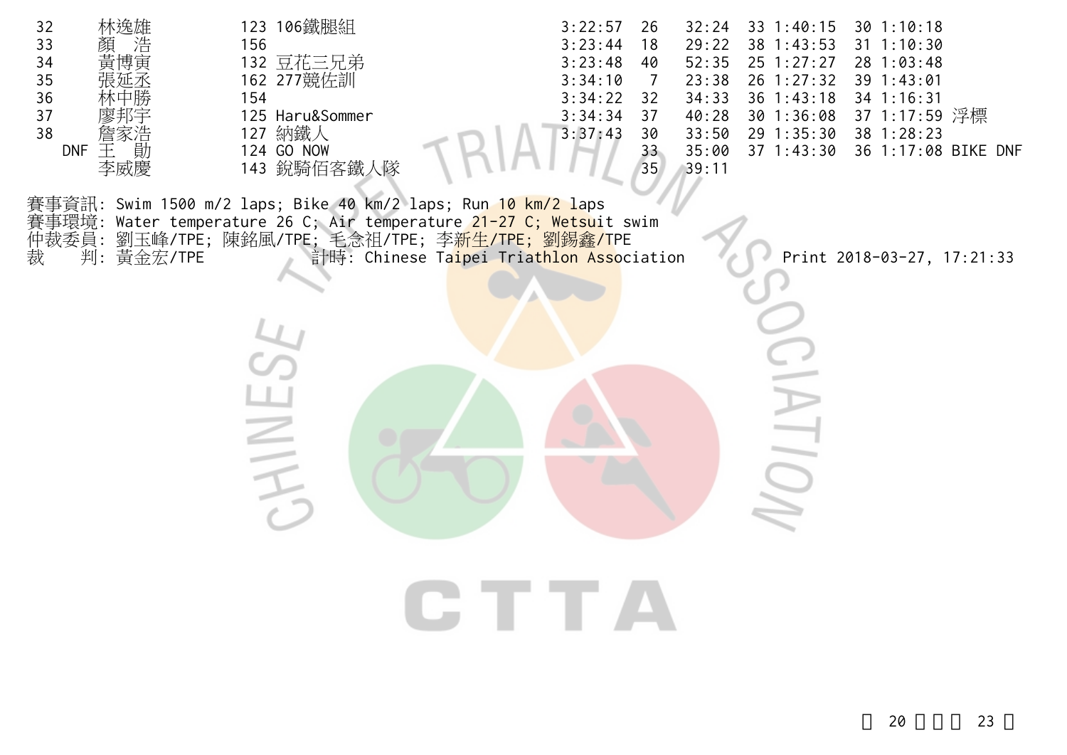| | | | | | | | | | | |
|---|---|---|---|---|---|---|---|---|---|---|
| 32 | 林逸雄 | 123 | 106鐵腿組 | 3:22:57 | 26 | 32:24 | 33 1:40:15 | 30 1:10:18 | |
| 33 | 顏　浩 | 156 | | 3:23:44 | 18 | 29:22 | 38 1:43:53 | 31 1:10:30 | |
| 34 | 黃博寅 | 132 | 豆花三兄弟 | 3:23:48 | 40 | 52:35 | 25 1:27:27 | 28 1:03:48 | |
| 35 | 張延丞 | 162 | 277競佐訓 | 3:34:10 | 7 | 23:38 | 26 1:27:32 | 39 1:43:01 | |
| 36 | 林中勝 | 154 | | 3:34:22 | 32 | 34:33 | 36 1:43:18 | 34 1:16:31 | |
| 37 | 廖邦宇 | 125 | Haru&Sommer | 3:34:34 | 37 | 40:28 | 30 1:36:08 | 37 1:17:59 | 浮標 |
| 38 | 詹家浩 | 127 | 納鐵人 | 3:37:43 | 30 | 33:50 | 29 1:35:30 | 38 1:28:23 | |
| DNF | 王　勛 | 124 | GO NOW | | 33 | 35:00 | 37 1:43:30 | 36 1:17:08 | BIKE DNF |
| | 李威慶 | 143 | 銳騎佰客鐵人隊 | | 35 | 39:11 | | | |

賽事資訊: Swim 1500 m/2 laps; Bike 40 km/2 laps; Run 10 km/2 laps
賽事環境: Water temperature 26 C; Air temperature 21-27 C; Wetsuit swim
仲裁委員: 劉玉峰/TPE; 陳銘風/TPE; 毛念祖/TPE; 李新生/TPE; 劉錫鑫/TPE
裁　　判: 黃金宏/TPE　　計時: Chinese Taipei Triathlon Association　　Print 2018-03-27, 17:21:33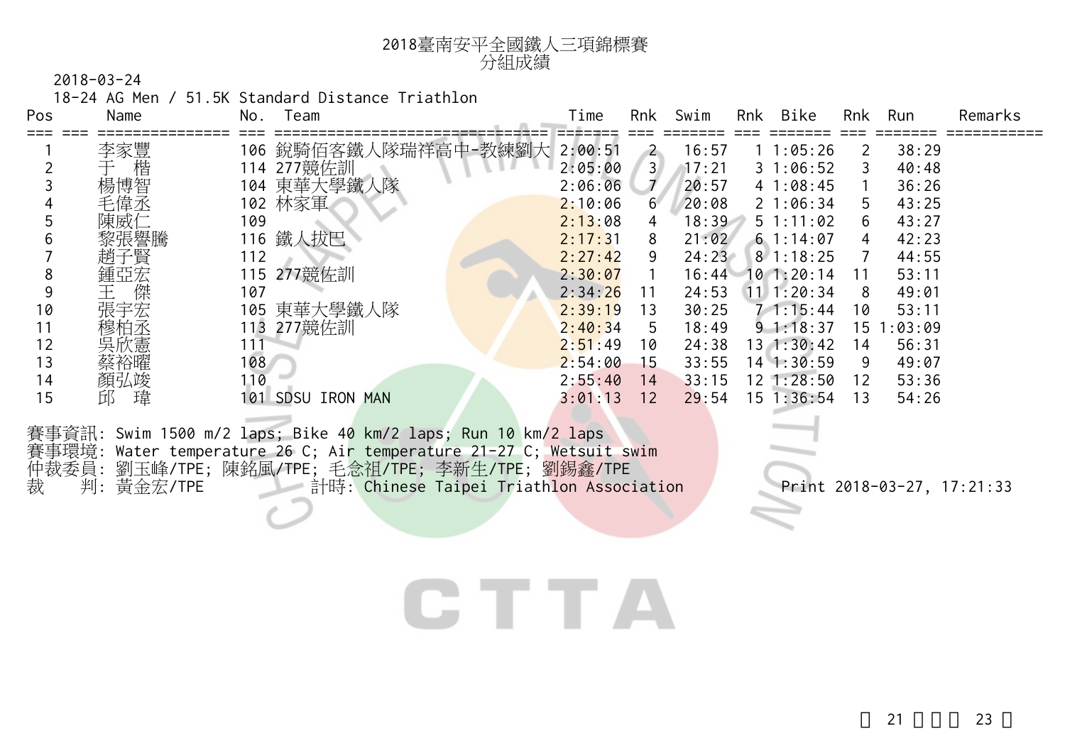# 2018臺南安平全國鐵人三項錦標賽
## 分組成績

2018-03-24

18-24 AG Men / 51.5K Standard Distance Triathlon

| Pos | Name | No. | Team | Time | Rnk | Swim | Rnk | Bike | Rnk | Run | Remarks |
|---|---|---|---|---|---|---|---|---|---|---|---|
| 1 | 李家豐 | 106 | 銳騎佰客鐵人隊瑞祥高中-教練劉大 | 2:00:51 | 2 | 16:57 | 1 | 1:05:26 | 2 | 38:29 | |
| 2 | 于　楷 | 114 | 277競佐訓 | 2:05:00 | 3 | 17:21 | 3 | 1:06:52 | 3 | 40:48 | |
| 3 | 楊博智 | 104 | 東華大學鐵人隊 | 2:06:06 | 7 | 20:57 | 4 | 1:08:45 | 1 | 36:26 | |
| 4 | 毛偉丞 | 102 | 林家軍 | 2:10:06 | 6 | 20:08 | 2 | 1:06:34 | 5 | 43:25 | |
| 5 | 陳威仁 | 109 | | 2:13:08 | 4 | 18:39 | 5 | 1:11:02 | 6 | 43:27 | |
| 6 | 黎張譽騰 | 116 | 鐵人拔巴 | 2:17:31 | 8 | 21:02 | 6 | 1:14:07 | 4 | 42:23 | |
| 7 | 趙子賢 | 112 | | 2:27:42 | 9 | 24:23 | 8 | 1:18:25 | 7 | 44:55 | |
| 8 | 鍾亞宏 | 115 | 277競佐訓 | 2:30:07 | 1 | 16:44 | 10 | 1:20:14 | 11 | 53:11 | |
| 9 | 王　傑 | 107 | | 2:34:26 | 11 | 24:53 | 11 | 1:20:34 | 8 | 49:01 | |
| 10 | 張宇宏 | 105 | 東華大學鐵人隊 | 2:39:19 | 13 | 30:25 | 7 | 1:15:44 | 10 | 53:11 | |
| 11 | 穆柏丞 | 113 | 277競佐訓 | 2:40:34 | 5 | 18:49 | 9 | 1:18:37 | 15 | 1:03:09 | |
| 12 | 吳欣憲 | 111 | | 2:51:49 | 10 | 24:38 | 13 | 1:30:42 | 14 | 56:31 | |
| 13 | 蔡裕曜 | 108 | | 2:54:00 | 15 | 33:55 | 14 | 1:30:59 | 9 | 49:07 | |
| 14 | 顏弘竣 | 110 | | 2:55:40 | 14 | 33:15 | 12 | 1:28:50 | 12 | 53:36 | |
| 15 | 邱　瑋 | 101 | SDSU IRON MAN | 3:01:13 | 12 | 29:54 | 15 | 1:36:54 | 13 | 54:26 | |

賽事資訊: Swim 1500 m/2 laps; Bike 40 km/2 laps; Run 10 km/2 laps

賽事環境: Water temperature 26 C; Air temperature 21-27 C; Wetsuit swim

仲裁委員: 劉玉峰/TPE; 陳銘風/TPE; 毛念祖/TPE; 李新生/TPE; 劉錫鑫/TPE

裁　　判: 黃金宏/TPE　　　　計時: Chinese Taipei Triathlon Association　　　　Print 2018-03-27, 17:21:33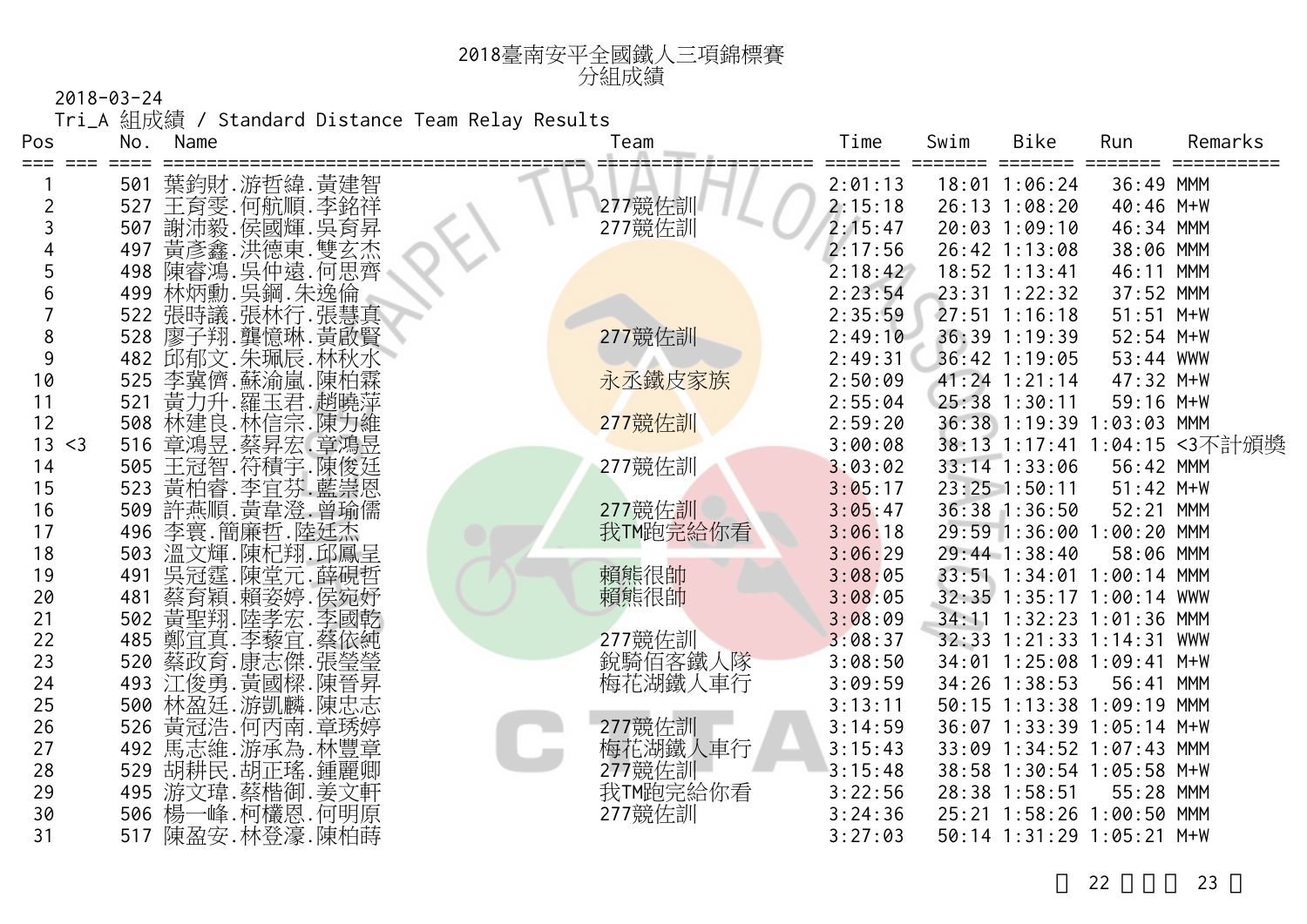# 2018臺南安平全國鐵人三項錦標賽
## 分組成績

2018-03-24

Tri_A 組成績 / Standard Distance Team Relay Results

| Pos | | No. | Name | Team | Time | Swim | Bike | Run | Remarks |
|---|---|---|---|---|---|---|---|---|---|
| 1 | | 501 | 葉鈞財.游哲緯.黃建智 | | 2:01:13 | 18:01 | 1:06:24 | 36:49 | MMM |
| 2 | | 527 | 王育雯.何航順.李銘祥 | 277競佐訓 | 2:15:18 | 26:13 | 1:08:20 | 40:46 | M+W |
| 3 | | 507 | 謝沛毅.侯國輝.吳育昇 | 277競佐訓 | 2:15:47 | 20:03 | 1:09:10 | 46:34 | MMM |
| 4 | | 497 | 黃彥鑫.洪德東.雙玄杰 | | 2:17:56 | 26:42 | 1:13:08 | 38:06 | MMM |
| 5 | | 498 | 陳睿鴻.吳仲遠.何思齊 | | 2:18:42 | 18:52 | 1:13:41 | 46:11 | MMM |
| 6 | | 499 | 林炳勳.吳鋼.朱逸倫 | | 2:23:54 | 23:31 | 1:22:32 | 37:52 | MMM |
| 7 | | 522 | 張時議.張林行.張慧真 | | 2:35:59 | 27:51 | 1:16:18 | 51:51 | M+W |
| 8 | | 528 | 廖子翔.龔憶琳.黃啟賢 | 277競佐訓 | 2:49:10 | 36:39 | 1:19:39 | 52:54 | M+W |
| 9 | | 482 | 邱郁文.朱珮辰.林秋水 | | 2:49:31 | 36:42 | 1:19:05 | 53:44 | WWW |
| 10 | | 525 | 李冀儕.蘇渝嵐.陳柏霖 | 永丞鐵皮家族 | 2:50:09 | 41:24 | 1:21:14 | 47:32 | M+W |
| 11 | | 521 | 黃力升.羅玉君.趙曉萍 | | 2:55:04 | 25:38 | 1:30:11 | 59:16 | M+W |
| 12 | | 508 | 林建良.林信宗.陳力維 | 277競佐訓 | 2:59:20 | 36:38 | 1:19:39 | 1:03:03 | MMM |
| 13 | <3 | 516 | 章鴻昱.蔡昇宏.章鴻昱 | | 3:00:08 | 38:13 | 1:17:41 | 1:04:15 | <3不計頒獎 |
| 14 | | 505 | 王冠智.符積宇.陳俊廷 | 277競佐訓 | 3:03:02 | 33:14 | 1:33:06 | 56:42 | MMM |
| 15 | | 523 | 黃柏睿.李宜芬.藍崇恩 | | 3:05:17 | 23:25 | 1:50:11 | 51:42 | M+W |
| 16 | | 509 | 許燕順.黃韋澄.曾瑜儒 | 277競佐訓 | 3:05:47 | 36:38 | 1:36:50 | 52:21 | MMM |
| 17 | | 496 | 李寰.簡廉哲.陸廷杰 | 我TM跑完給你看 | 3:06:18 | 29:59 | 1:36:00 | 1:00:20 | MMM |
| 18 | | 503 | 溫文輝.陳杞翔.邱鳳呈 | | 3:06:29 | 29:44 | 1:38:40 | 58:06 | MMM |
| 19 | | 491 | 吳冠霆.陳堂元.薛硯哲 | 賴熊很帥 | 3:08:05 | 33:51 | 1:34:01 | 1:00:14 | MMM |
| 20 | | 481 | 蔡育穎.賴姿婷.侯宛妤 | 賴熊很帥 | 3:08:05 | 32:35 | 1:35:17 | 1:00:14 | WWW |
| 21 | | 502 | 黃聖翔.陸孝宏.李國乾 | | 3:08:09 | 34:11 | 1:32:23 | 1:01:36 | MMM |
| 22 | | 485 | 鄭宜真.李藜宜.蔡依純 | 277競佐訓 | 3:08:37 | 32:33 | 1:21:33 | 1:14:31 | WWW |
| 23 | | 520 | 蔡政育.康志傑.張瑩瑩 | 銳騎佰客鐵人隊 | 3:08:50 | 34:01 | 1:25:08 | 1:09:41 | M+W |
| 24 | | 493 | 江俊勇.黃國樑.陳晉昇 | 梅花湖鐵人車行 | 3:09:59 | 34:26 | 1:38:53 | 56:41 | MMM |
| 25 | | 500 | 林盈廷.游凱麟.陳忠志 | | 3:13:11 | 50:15 | 1:13:38 | 1:09:19 | MMM |
| 26 | | 526 | 黃冠浩.何丙南.章琇婷 | 277競佐訓 | 3:14:59 | 36:07 | 1:33:39 | 1:05:14 | M+W |
| 27 | | 492 | 馬志維.游承為.林豐章 | 梅花湖鐵人車行 | 3:15:43 | 33:09 | 1:34:52 | 1:07:43 | MMM |
| 28 | | 529 | 胡耕民.胡正瑤.鍾麗卿 | 277競佐訓 | 3:15:48 | 38:58 | 1:30:54 | 1:05:58 | M+W |
| 29 | | 495 | 游文瑋.蔡楷御.姜文軒 | 我TM跑完給你看 | 3:22:56 | 28:38 | 1:58:51 | 55:28 | MMM |
| 30 | | 506 | 楊一峰.柯欉恩.何明原 | 277競佐訓 | 3:24:36 | 25:21 | 1:58:26 | 1:00:50 | MMM |
| 31 | | 517 | 陳盈安.林登濠.陳柏蒔 | | 3:27:03 | 50:14 | 1:31:29 | 1:05:21 | M+W |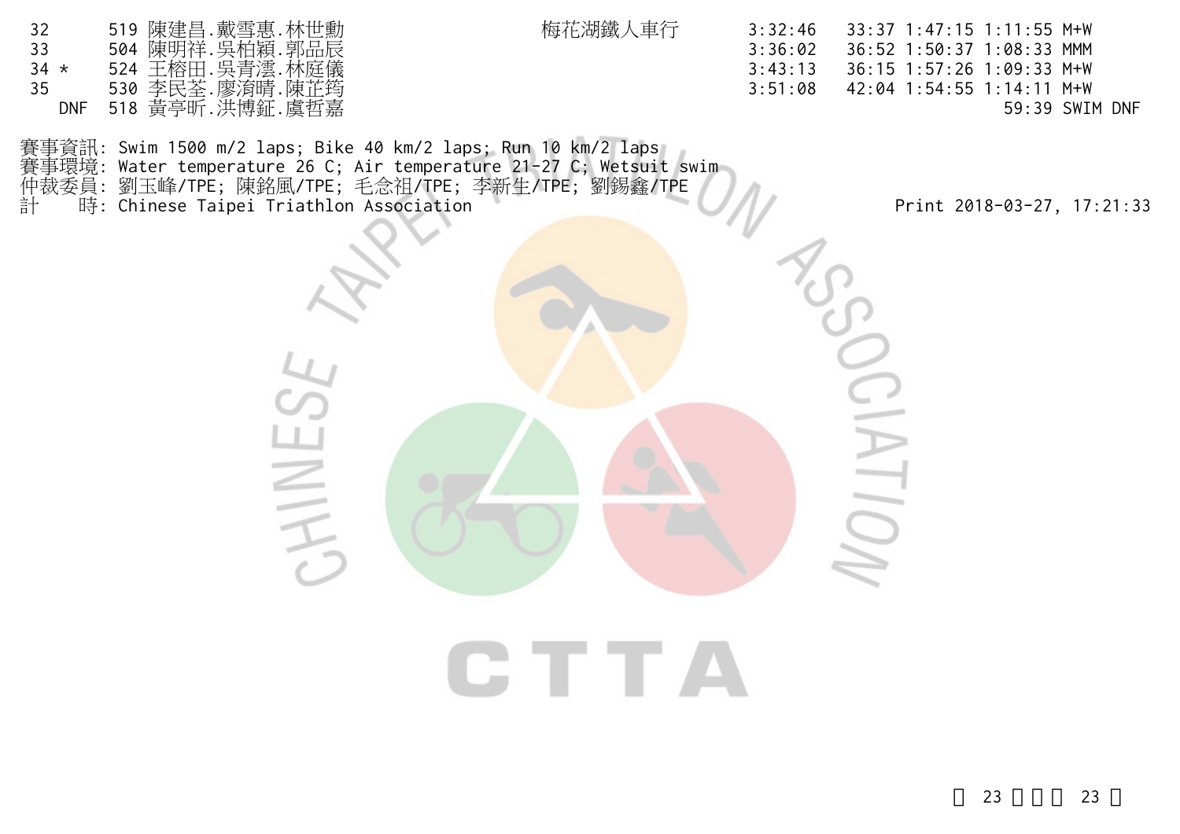| | | | | | | | | | |
|---|---|---|---|---|---|---|---|---|---|
| 32 | | 519 | 陳建昌.戴雪惠.林世勳 | 梅花湖鐵人車行 | 3:32:46 | 33:37 | 1:47:15 | 1:11:55 | M+W |
| 33 | | 504 | 陳明祥.吳柏穎.郭品辰 | | 3:36:02 | 36:52 | 1:50:37 | 1:08:33 | MMM |
| 34 | * | 524 | 王榕田.吳青澐.林庭儀 | | 3:43:13 | 36:15 | 1:57:26 | 1:09:33 | M+W |
| 35 | | 530 | 李民荃.廖湞晴.陳芷筠 | | 3:51:08 | 42:04 | 1:54:55 | 1:14:11 | M+W |
| | DNF | 518 | 黃亭昕.洪博鉦.虞哲嘉 | | | | | 59:39 | SWIM DNF |

賽事資訊: Swim 1500 m/2 laps; Bike 40 km/2 laps; Run 10 km/2 laps
賽事環境: Water temperature 26 C; Air temperature 21-27 C; Wetsuit swim
仲裁委員: 劉玉峰/TPE; 陳銘風/TPE; 毛念祖/TPE; 李新生/TPE; 劉錫鑫/TPE
計　　時: Chinese Taipei Triathlon Association

Print 2018-03-27, 17:21:33